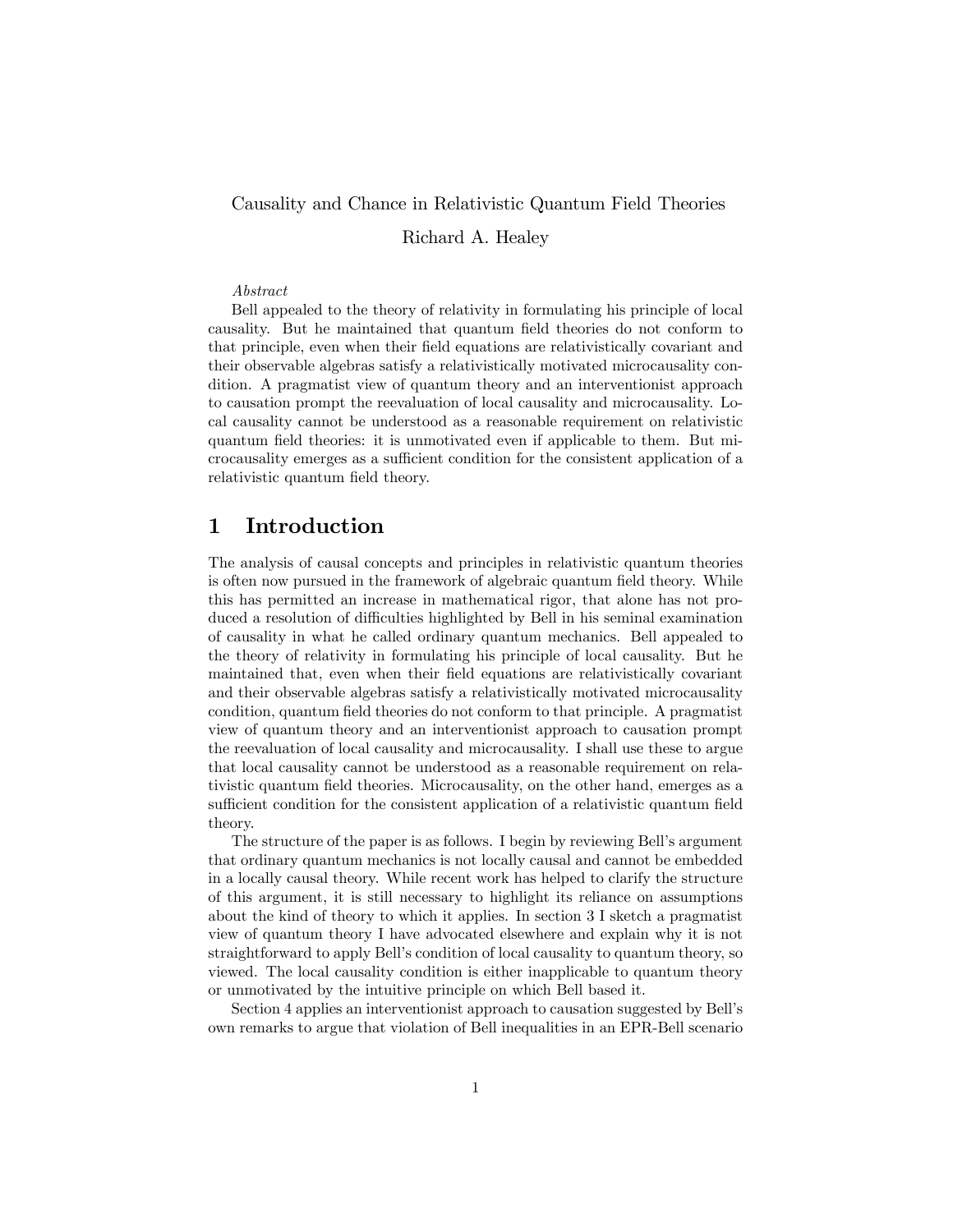# Causality and Chance in Relativistic Quantum Field Theories

Richard A. Healey

*Abstract*

Bell appealed to the theory of relativity in formulating his principle of local causality. But he maintained that quantum field theories do not conform to that principle, even when their field equations are relativistically covariant and their observable algebras satisfy a relativistically motivated microcausality condition. A pragmatist view of quantum theory and an interventionist approach to causation prompt the reevaluation of local causality and microcausality. Local causality cannot be understood as a reasonable requirement on relativistic quantum field theories: it is unmotivated even if applicable to them. But microcausality emerges as a sufficient condition for the consistent application of a relativistic quantum field theory.

## 1 Introduction

The analysis of causal concepts and principles in relativistic quantum theories is often now pursued in the framework of algebraic quantum field theory. While this has permitted an increase in mathematical rigor, that alone has not produced a resolution of difficulties highlighted by Bell in his seminal examination of causality in what he called ordinary quantum mechanics. Bell appealed to the theory of relativity in formulating his principle of local causality. But he maintained that, even when their field equations are relativistically covariant and their observable algebras satisfy a relativistically motivated microcausality condition, quantum field theories do not conform to that principle. A pragmatist view of quantum theory and an interventionist approach to causation prompt the reevaluation of local causality and microcausality. I shall use these to argue that local causality cannot be understood as a reasonable requirement on relativistic quantum field theories. Microcausality, on the other hand, emerges as a sufficient condition for the consistent application of a relativistic quantum field theory.

The structure of the paper is as follows. I begin by reviewing Bell's argument that ordinary quantum mechanics is not locally causal and cannot be embedded in a locally causal theory. While recent work has helped to clarify the structure of this argument, it is still necessary to highlight its reliance on assumptions about the kind of theory to which it applies. In section 3 I sketch a pragmatist view of quantum theory I have advocated elsewhere and explain why it is not straightforward to apply Bell's condition of local causality to quantum theory, so viewed. The local causality condition is either inapplicable to quantum theory or unmotivated by the intuitive principle on which Bell based it.

Section 4 applies an interventionist approach to causation suggested by Bell's own remarks to argue that violation of Bell inequalities in an EPR-Bell scenario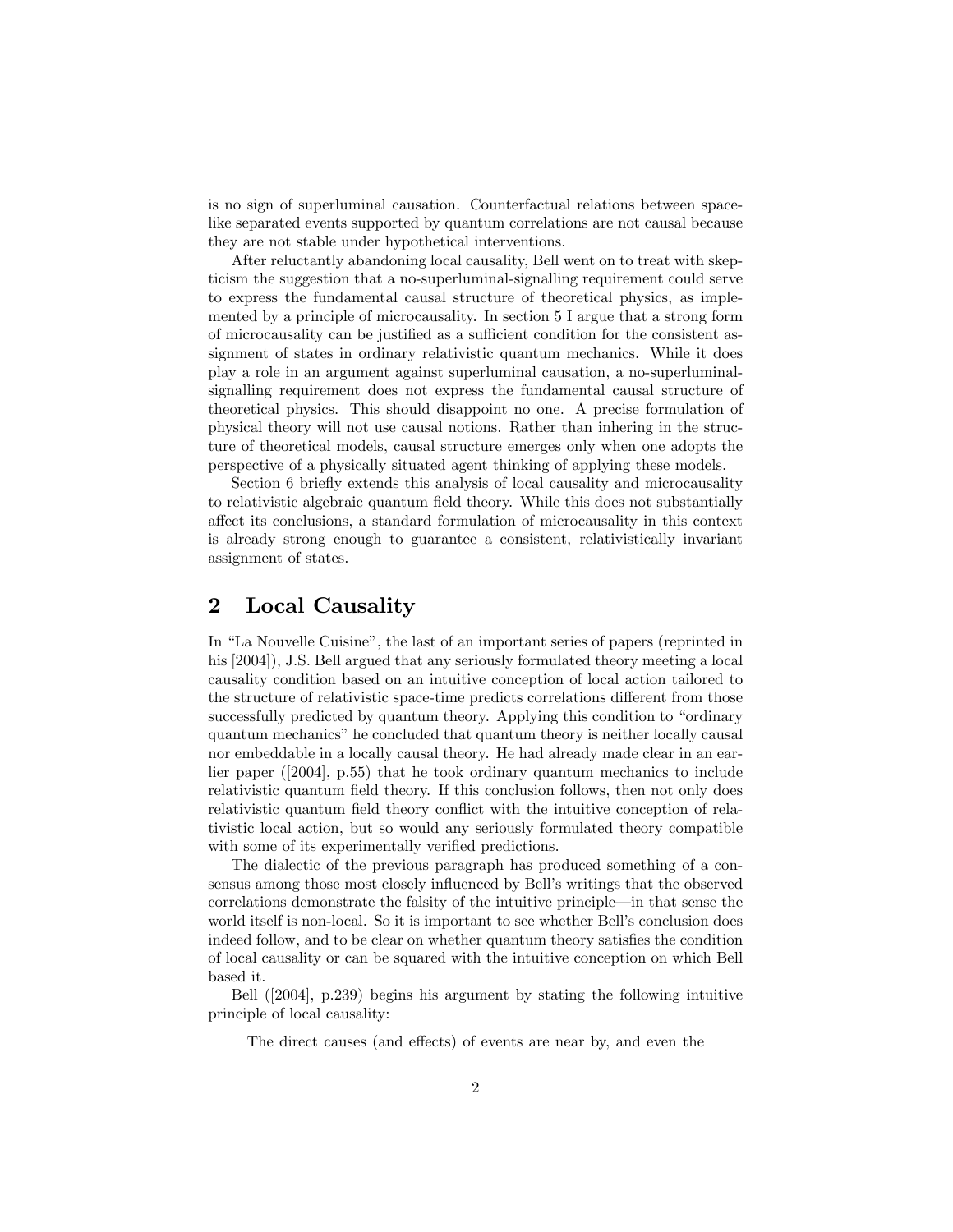is no sign of superluminal causation. Counterfactual relations between space-like separated events supported by quantum correlations are not causal because they are not stable under hypothetical interventions.

After reluctantly abandoning local causality, Bell went on to treat with skepticism the suggestion that a no-superluminal-signalling requirement could serve to express the fundamental causal structure of theoretical physics, as implemented by a principle of microcausality. In section 5 I argue that a strong form of microcausality can be justified as a sufficient condition for the consistent assignment of states in ordinary relativistic quantum mechanics. While it does play a role in an argument against superluminal causation, a no-superluminal-signalling requirement does not express the fundamental causal structure of theoretical physics. This should disappoint no one. A precise formulation of physical theory will not use causal notions. Rather than inhering in the structure of theoretical models, causal structure emerges only when one adopts the perspective of a physically situated agent thinking of applying these models.

Section 6 briefly extends this analysis of local causality and microcausality to relativistic algebraic quantum field theory. While this does not substantially affect its conclusions, a standard formulation of microcausality in this context is already strong enough to guarantee a consistent, relativistically invariant assignment of states.

## 2 Local Causality

In "La Nouvelle Cuisine", the last of an important series of papers (reprinted in his [2004]), J.S. Bell argued that any seriously formulated theory meeting a local causality condition based on an intuitive conception of local action tailored to the structure of relativistic space-time predicts correlations different from those successfully predicted by quantum theory. Applying this condition to "ordinary quantum mechanics" he concluded that quantum theory is neither locally causal nor embeddable in a locally causal theory. He had already made clear in an earlier paper ([2004], p.55) that he took ordinary quantum mechanics to include relativistic quantum field theory. If this conclusion follows, then not only does relativistic quantum field theory conflict with the intuitive conception of relativistic local action, but so would any seriously formulated theory compatible with some of its experimentally verified predictions.

The dialectic of the previous paragraph has produced something of a consensus among those most closely influenced by Bell's writings that the observed correlations demonstrate the falsity of the intuitive principle—in that sense the world itself is non-local. So it is important to see whether Bell's conclusion does indeed follow, and to be clear on whether quantum theory satisfies the condition of local causality or can be squared with the intuitive conception on which Bell based it.

Bell ([2004], p.239) begins his argument by stating the following intuitive principle of local causality:

> The direct causes (and effects) of events are near by, and even the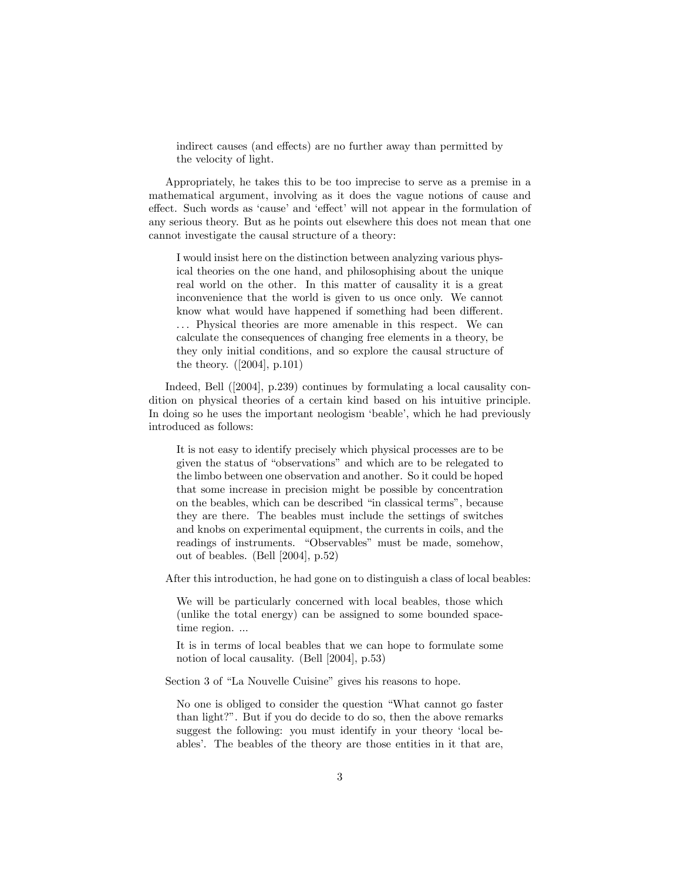> indirect causes (and effects) are no further away than permitted by the velocity of light.

Appropriately, he takes this to be too imprecise to serve as a premise in a mathematical argument, involving as it does the vague notions of cause and effect. Such words as 'cause' and 'effect' will not appear in the formulation of any serious theory. But as he points out elsewhere this does not mean that one cannot investigate the causal structure of a theory:

> I would insist here on the distinction between analyzing various physical theories on the one hand, and philosophising about the unique real world on the other. In this matter of causality it is a great inconvenience that the world is given to us once only. We cannot know what would have happened if something had been different. ... Physical theories are more amenable in this respect. We can calculate the consequences of changing free elements in a theory, be they only initial conditions, and so explore the causal structure of the theory. ([2004], p.101)

Indeed, Bell ([2004], p.239) continues by formulating a local causality condition on physical theories of a certain kind based on his intuitive principle. In doing so he uses the important neologism 'beable', which he had previously introduced as follows:

> It is not easy to identify precisely which physical processes are to be given the status of "observations" and which are to be relegated to the limbo between one observation and another. So it could be hoped that some increase in precision might be possible by concentration on the beables, which can be described "in classical terms", because they are there. The beables must include the settings of switches and knobs on experimental equipment, the currents in coils, and the readings of instruments. "Observables" must be made, somehow, out of beables. (Bell [2004], p.52)

After this introduction, he had gone on to distinguish a class of local beables:

> We will be particularly concerned with local beables, those which (unlike the total energy) can be assigned to some bounded space-time region. ...
>
> It is in terms of local beables that we can hope to formulate some notion of local causality. (Bell [2004], p.53)

Section 3 of "La Nouvelle Cuisine" gives his reasons to hope.

> No one is obliged to consider the question "What cannot go faster than light?". But if you do decide to do so, then the above remarks suggest the following: you must identify in your theory 'local beables'. The beables of the theory are those entities in it that are,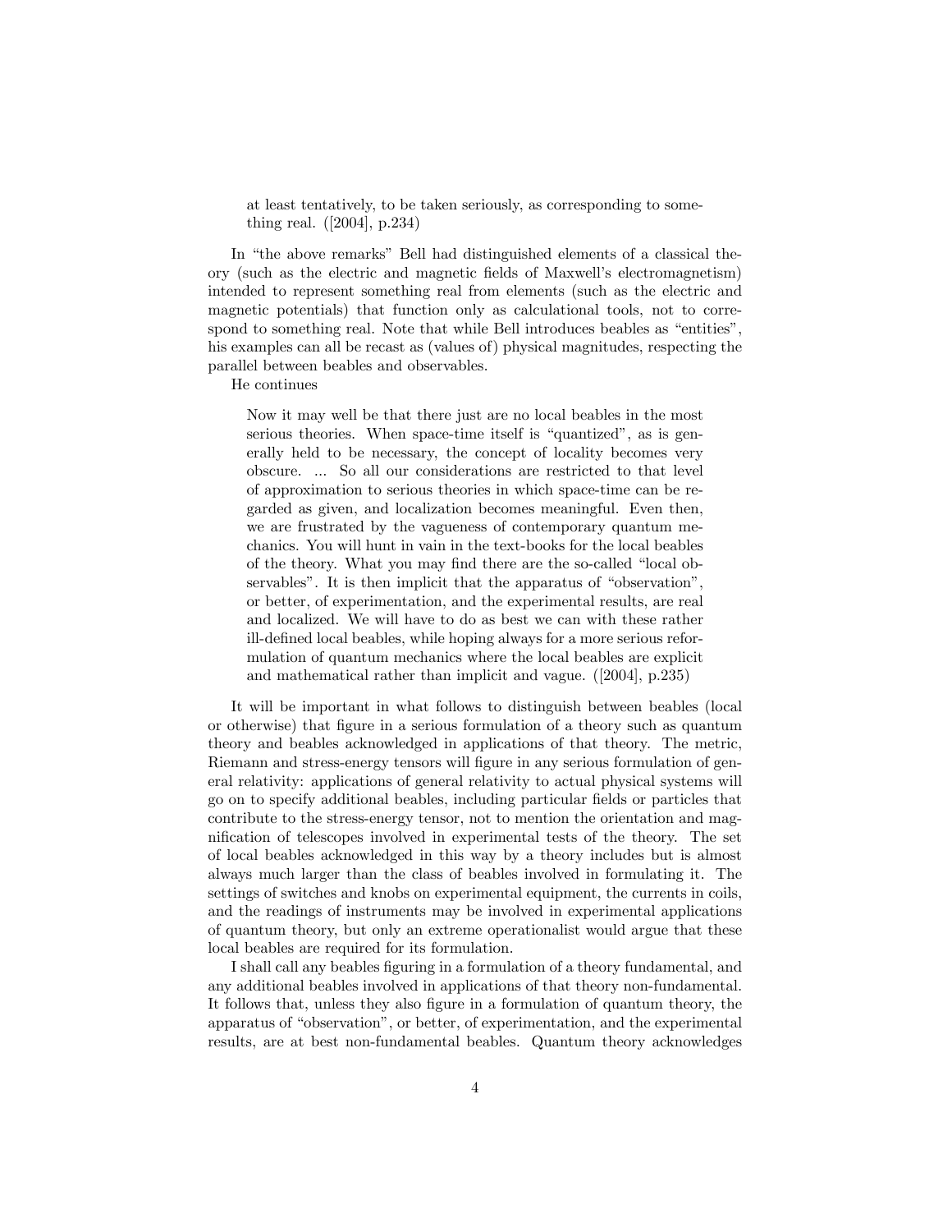> at least tentatively, to be taken seriously, as corresponding to something real. ([2004], p.234)

In "the above remarks" Bell had distinguished elements of a classical theory (such as the electric and magnetic fields of Maxwell's electromagnetism) intended to represent something real from elements (such as the electric and magnetic potentials) that function only as calculational tools, not to correspond to something real. Note that while Bell introduces beables as "entities", his examples can all be recast as (values of) physical magnitudes, respecting the parallel between beables and observables.

He continues

> Now it may well be that there just are no local beables in the most serious theories. When space-time itself is "quantized", as is generally held to be necessary, the concept of locality becomes very obscure. ... So all our considerations are restricted to that level of approximation to serious theories in which space-time can be regarded as given, and localization becomes meaningful. Even then, we are frustrated by the vagueness of contemporary quantum mechanics. You will hunt in vain in the text-books for the local beables of the theory. What you may find there are the so-called "local observables". It is then implicit that the apparatus of "observation", or better, of experimentation, and the experimental results, are real and localized. We will have to do as best we can with these rather ill-defined local beables, while hoping always for a more serious reformulation of quantum mechanics where the local beables are explicit and mathematical rather than implicit and vague. ([2004], p.235)

It will be important in what follows to distinguish between beables (local or otherwise) that figure in a serious formulation of a theory such as quantum theory and beables acknowledged in applications of that theory. The metric, Riemann and stress-energy tensors will figure in any serious formulation of general relativity: applications of general relativity to actual physical systems will go on to specify additional beables, including particular fields or particles that contribute to the stress-energy tensor, not to mention the orientation and magnification of telescopes involved in experimental tests of the theory. The set of local beables acknowledged in this way by a theory includes but is almost always much larger than the class of beables involved in formulating it. The settings of switches and knobs on experimental equipment, the currents in coils, and the readings of instruments may be involved in experimental applications of quantum theory, but only an extreme operationalist would argue that these local beables are required for its formulation.

I shall call any beables figuring in a formulation of a theory fundamental, and any additional beables involved in applications of that theory non-fundamental. It follows that, unless they also figure in a formulation of quantum theory, the apparatus of "observation", or better, of experimentation, and the experimental results, are at best non-fundamental beables. Quantum theory acknowledges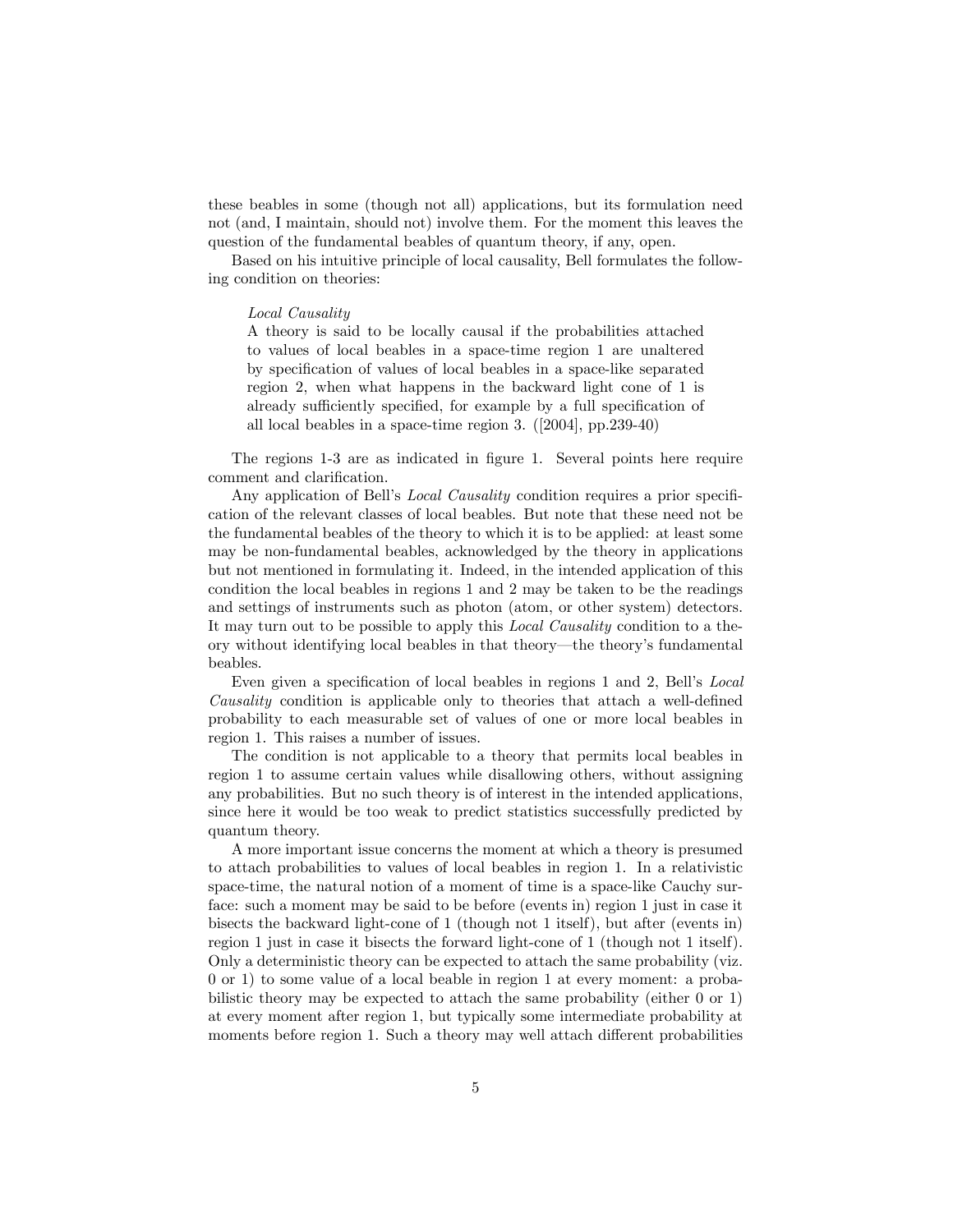these beables in some (though not all) applications, but its formulation need not (and, I maintain, should not) involve them. For the moment this leaves the question of the fundamental beables of quantum theory, if any, open.

Based on his intuitive principle of local causality, Bell formulates the following condition on theories:

> *Local Causality*
> A theory is said to be locally causal if the probabilities attached to values of local beables in a space-time region 1 are unaltered by specification of values of local beables in a space-like separated region 2, when what happens in the backward light cone of 1 is already sufficiently specified, for example by a full specification of all local beables in a space-time region 3. ([2004], pp.239-40)

The regions 1-3 are as indicated in figure 1. Several points here require comment and clarification.

Any application of Bell's *Local Causality* condition requires a prior specification of the relevant classes of local beables. But note that these need not be the fundamental beables of the theory to which it is to be applied: at least some may be non-fundamental beables, acknowledged by the theory in applications but not mentioned in formulating it. Indeed, in the intended application of this condition the local beables in regions 1 and 2 may be taken to be the readings and settings of instruments such as photon (atom, or other system) detectors. It may turn out to be possible to apply this *Local Causality* condition to a theory without identifying local beables in that theory—the theory's fundamental beables.

Even given a specification of local beables in regions 1 and 2, Bell's *Local Causality* condition is applicable only to theories that attach a well-defined probability to each measurable set of values of one or more local beables in region 1. This raises a number of issues.

The condition is not applicable to a theory that permits local beables in region 1 to assume certain values while disallowing others, without assigning any probabilities. But no such theory is of interest in the intended applications, since here it would be too weak to predict statistics successfully predicted by quantum theory.

A more important issue concerns the moment at which a theory is presumed to attach probabilities to values of local beables in region 1. In a relativistic space-time, the natural notion of a moment of time is a space-like Cauchy surface: such a moment may be said to be before (events in) region 1 just in case it bisects the backward light-cone of 1 (though not 1 itself), but after (events in) region 1 just in case it bisects the forward light-cone of 1 (though not 1 itself). Only a deterministic theory can be expected to attach the same probability (viz. 0 or 1) to some value of a local beable in region 1 at every moment: a probabilistic theory may be expected to attach the same probability (either 0 or 1) at every moment after region 1, but typically some intermediate probability at moments before region 1. Such a theory may well attach different probabilities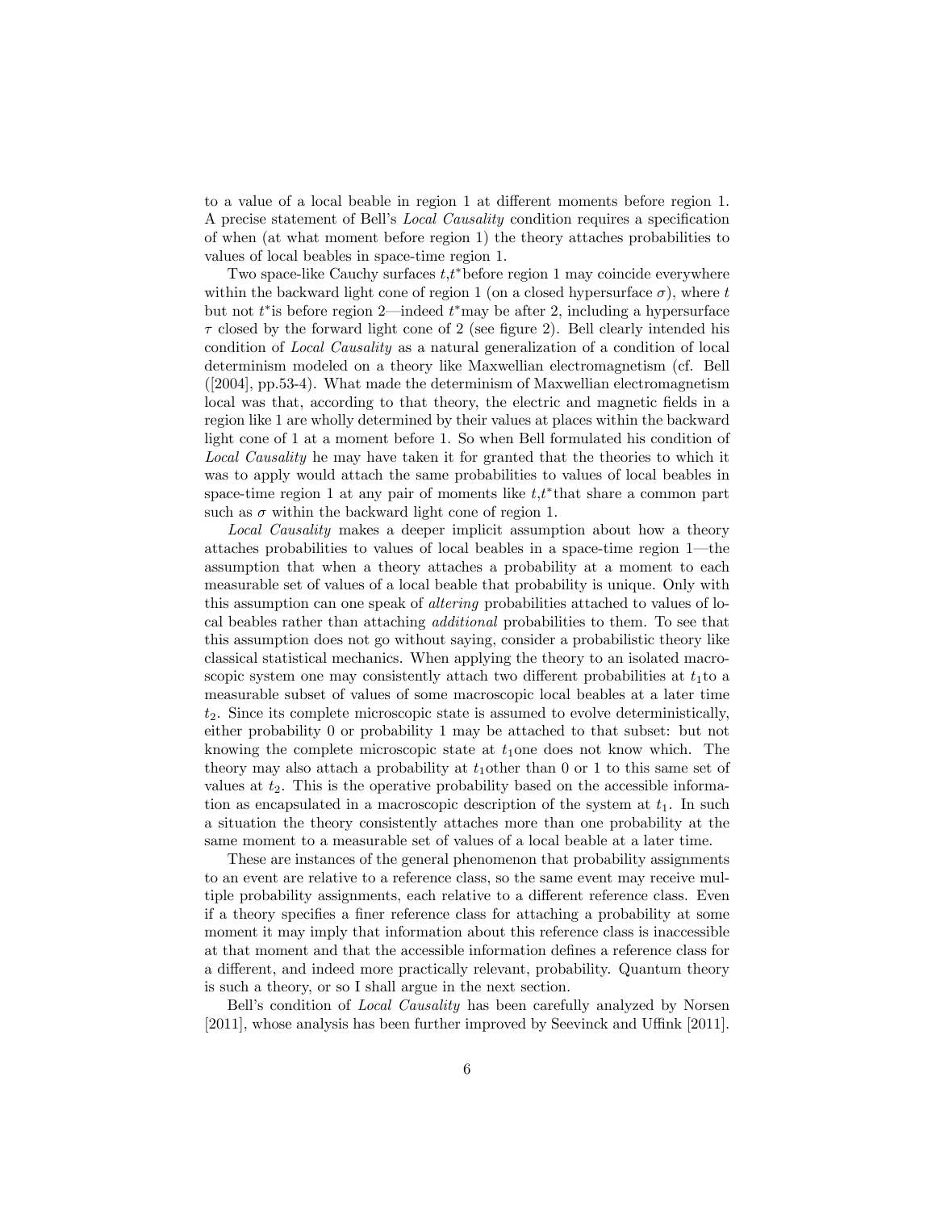to a value of a local beable in region 1 at different moments before region 1. A precise statement of Bell's *Local Causality* condition requires a specification of when (at what moment before region 1) the theory attaches probabilities to values of local beables in space-time region 1.

Two space-like Cauchy surfaces $t$,$t^*$before region 1 may coincide everywhere within the backward light cone of region 1 (on a closed hypersurface $\sigma$), where $t$ but not $t^*$is before region 2—indeed $t^*$may be after 2, including a hypersurface $\tau$ closed by the forward light cone of 2 (see figure 2). Bell clearly intended his condition of *Local Causality* as a natural generalization of a condition of local determinism modeled on a theory like Maxwellian electromagnetism (cf. Bell ([2004], pp.53-4). What made the determinism of Maxwellian electromagnetism local was that, according to that theory, the electric and magnetic fields in a region like 1 are wholly determined by their values at places within the backward light cone of 1 at a moment before 1. So when Bell formulated his condition of *Local Causality* he may have taken it for granted that the theories to which it was to apply would attach the same probabilities to values of local beables in space-time region 1 at any pair of moments like $t$,$t^*$that share a common part such as $\sigma$ within the backward light cone of region 1.

*Local Causality* makes a deeper implicit assumption about how a theory attaches probabilities to values of local beables in a space-time region 1—the assumption that when a theory attaches a probability at a moment to each measurable set of values of a local beable that probability is unique. Only with this assumption can one speak of *altering* probabilities attached to values of local beables rather than attaching *additional* probabilities to them. To see that this assumption does not go without saying, consider a probabilistic theory like classical statistical mechanics. When applying the theory to an isolated macroscopic system one may consistently attach two different probabilities at $t_1$to a measurable subset of values of some macroscopic local beables at a later time $t_2$. Since its complete microscopic state is assumed to evolve deterministically, either probability 0 or probability 1 may be attached to that subset: but not knowing the complete microscopic state at $t_1$one does not know which. The theory may also attach a probability at $t_1$other than 0 or 1 to this same set of values at $t_2$. This is the operative probability based on the accessible information as encapsulated in a macroscopic description of the system at $t_1$. In such a situation the theory consistently attaches more than one probability at the same moment to a measurable set of values of a local beable at a later time.

These are instances of the general phenomenon that probability assignments to an event are relative to a reference class, so the same event may receive multiple probability assignments, each relative to a different reference class. Even if a theory specifies a finer reference class for attaching a probability at some moment it may imply that information about this reference class is inaccessible at that moment and that the accessible information defines a reference class for a different, and indeed more practically relevant, probability. Quantum theory is such a theory, or so I shall argue in the next section.

Bell's condition of *Local Causality* has been carefully analyzed by Norsen [2011], whose analysis has been further improved by Seevinck and Uffink [2011].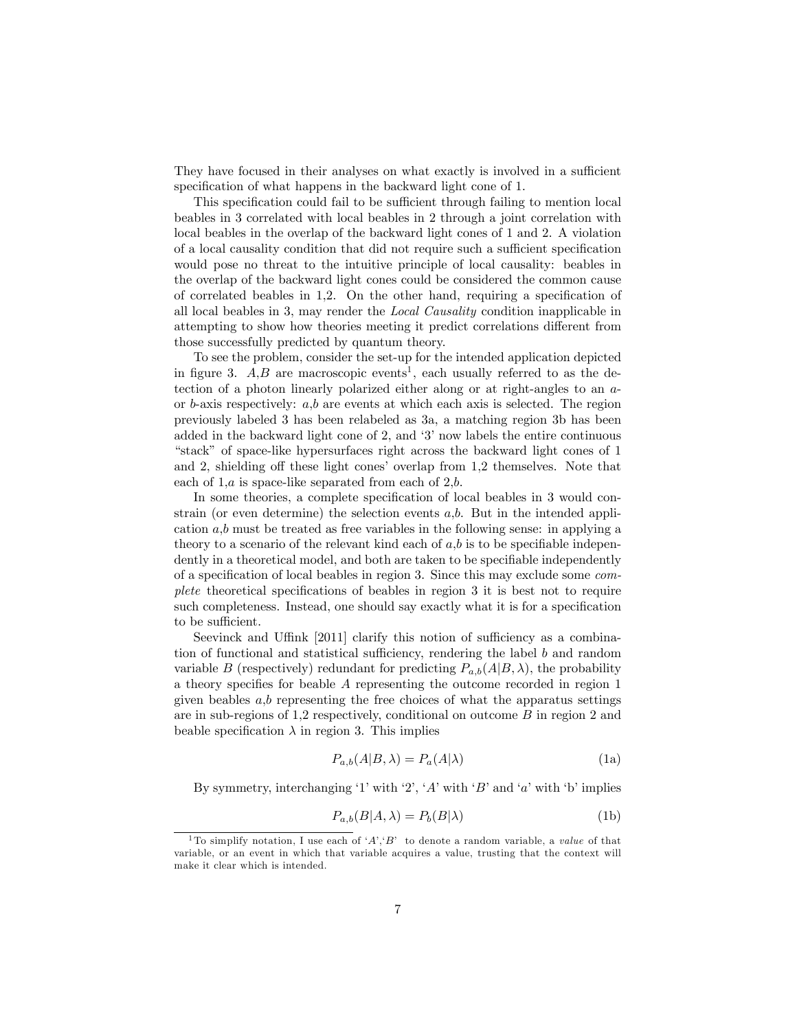They have focused in their analyses on what exactly is involved in a sufficient specification of what happens in the backward light cone of 1.

This specification could fail to be sufficient through failing to mention local beables in 3 correlated with local beables in 2 through a joint correlation with local beables in the overlap of the backward light cones of 1 and 2. A violation of a local causality condition that did not require such a sufficient specification would pose no threat to the intuitive principle of local causality: beables in the overlap of the backward light cones could be considered the common cause of correlated beables in 1,2. On the other hand, requiring a specification of all local beables in 3, may render the *Local Causality* condition inapplicable in attempting to show how theories meeting it predict correlations different from those successfully predicted by quantum theory.

To see the problem, consider the set-up for the intended application depicted in figure 3. $A$,$B$ are macroscopic events[1], each usually referred to as the detection of a photon linearly polarized either along or at right-angles to an $a$- or $b$-axis respectively: $a$,$b$ are events at which each axis is selected. The region previously labeled as 3 has been relabeled as 3a, a matching region 3b has been added in the backward light cone of 2, and '3' now labels the entire continuous "stack" of space-like hypersurfaces right across the backward light cones of 1 and 2, shielding off these light cones' overlap from 1,2 themselves. Note that each of 1,$a$ is space-like separated from each of 2,$b$.

In some theories, a complete specification of local beables in 3 would constrain (or even determine) the selection events $a$,$b$. But in the intended application $a$,$b$ must be treated as free variables in the following sense: in applying a theory to a scenario of the relevant kind each of $a$,$b$ is to be specifiable independently in a theoretical model, and both are taken to be specifiable independently of a specification of local beables in region 3. Since this may exclude some *complete* theoretical specifications of beables in region 3 it is best not to require such completeness. Instead, one should say exactly what it is for a specification to be sufficient.

Seevinck and Uffink [2011] clarify this notion of sufficiency as a combination of functional and statistical sufficiency, rendering the label $b$ and random variable $B$ (respectively) redundant for predicting $P_{a,b}(A|B,\lambda)$, the probability a theory specifies for beable $A$ representing the outcome recorded in region 1 given beables $a$,$b$ representing the free choices of what the apparatus settings are in sub-regions of 1,2 respectively, conditional on outcome $B$ in region 2 and beable specification $\lambda$ in region 3. This implies

$$P_{a,b}(A|B,\lambda) = P_a(A|\lambda) \tag{1a}$$

By symmetry, interchanging '1' with '2', '$A$' with '$B$' and '$a$' with 'b' implies

$$P_{a,b}(B|A,\lambda) = P_b(B|\lambda) \tag{1b}$$

[1] To simplify notation, I use each of '$A$','$B$' to denote a random variable, a *value* of that variable, or an event in which that variable acquires a value, trusting that the context will make it clear which is intended.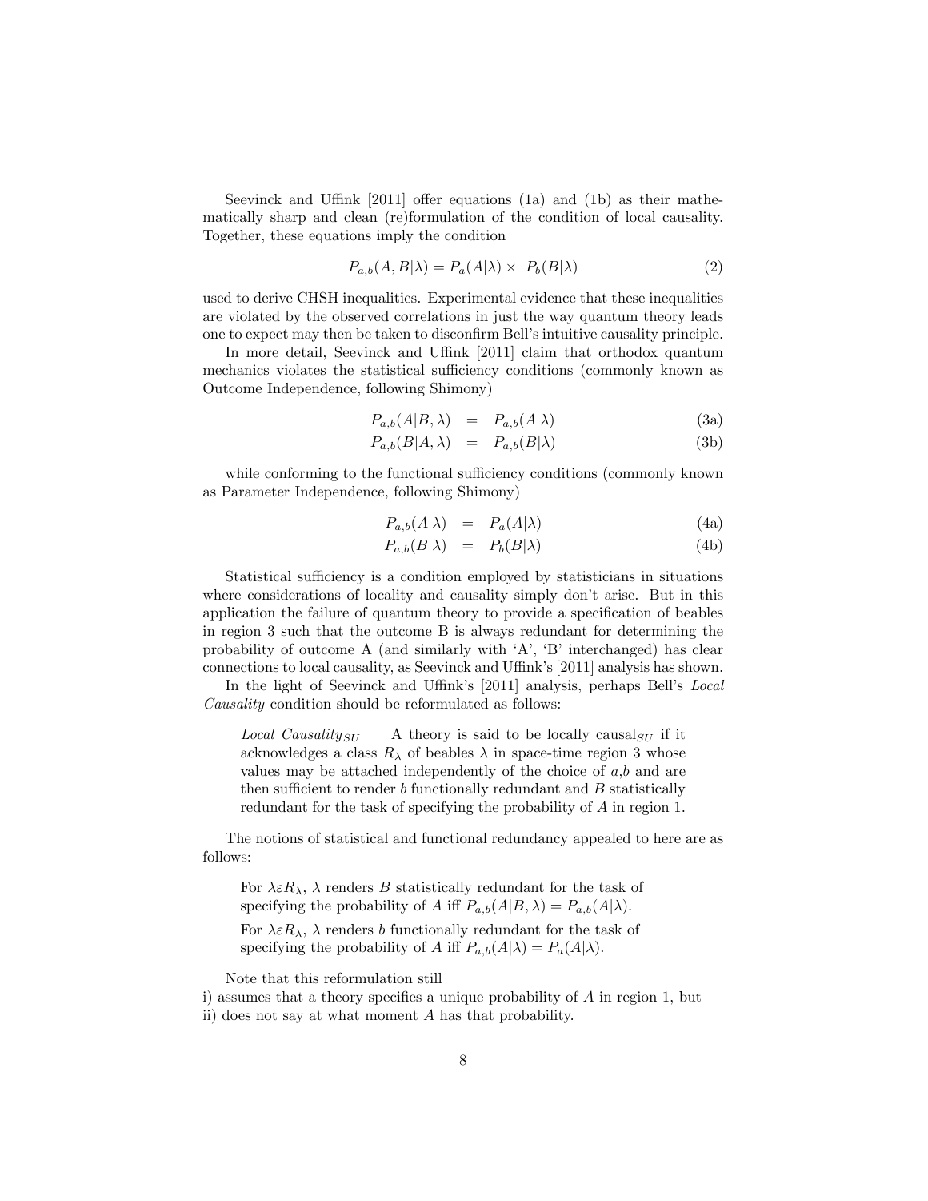Seevinck and Uffink [2011] offer equations (1a) and (1b) as their mathematically sharp and clean (re)formulation of the condition of local causality. Together, these equations imply the condition

$$P_{a,b}(A,B|\lambda) = P_a(A|\lambda) \times \; P_b(B|\lambda) \tag{2}$$

used to derive CHSH inequalities. Experimental evidence that these inequalities are violated by the observed correlations in just the way quantum theory leads one to expect may then be taken to disconfirm Bell's intuitive causality principle.

In more detail, Seevinck and Uffink [2011] claim that orthodox quantum mechanics violates the statistical sufficiency conditions (commonly known as Outcome Independence, following Shimony)

$$P_{a,b}(A|B,\lambda) \;\; = \;\; P_{a,b}(A|\lambda) \tag{3a}$$

$$P_{a,b}(B|A,\lambda) \;\; = \;\; P_{a,b}(B|\lambda) \tag{3b}$$

while conforming to the functional sufficiency conditions (commonly known as Parameter Independence, following Shimony)

$$P_{a,b}(A|\lambda) \;\; = \;\; P_a(A|\lambda) \tag{4a}$$

$$P_{a,b}(B|\lambda) \;\; = \;\; P_b(B|\lambda) \tag{4b}$$

Statistical sufficiency is a condition employed by statisticians in situations where considerations of locality and causality simply don't arise. But in this application the failure of quantum theory to provide a specification of beables in region 3 such that the outcome B is always redundant for determining the probability of outcome A (and similarly with 'A', 'B' interchanged) has clear connections to local causality, as Seevinck and Uffink's [2011] analysis has shown.

In the light of Seevinck and Uffink's [2011] analysis, perhaps Bell's *Local Causality* condition should be reformulated as follows:

> *Local Causality*$_{SU}$ A theory is said to be locally causal$_{SU}$ if it acknowledges a class $R_\lambda$ of beables $\lambda$ in space-time region 3 whose values may be attached independently of the choice of $a$,$b$ and are then sufficient to render $b$ functionally redundant and $B$ statistically redundant for the task of specifying the probability of $A$ in region 1.

The notions of statistical and functional redundancy appealed to here are as follows:

> For $\lambda \varepsilon R_\lambda$, $\lambda$ renders $B$ statistically redundant for the task of specifying the probability of $A$ iff $P_{a,b}(A|B,\lambda) = P_{a,b}(A|\lambda)$.
>
> For $\lambda \varepsilon R_\lambda$, $\lambda$ renders $b$ functionally redundant for the task of specifying the probability of $A$ iff $P_{a,b}(A|\lambda) = P_a(A|\lambda)$.

Note that this reformulation still

i) assumes that a theory specifies a unique probability of $A$ in region 1, but
ii) does not say at what moment $A$ has that probability.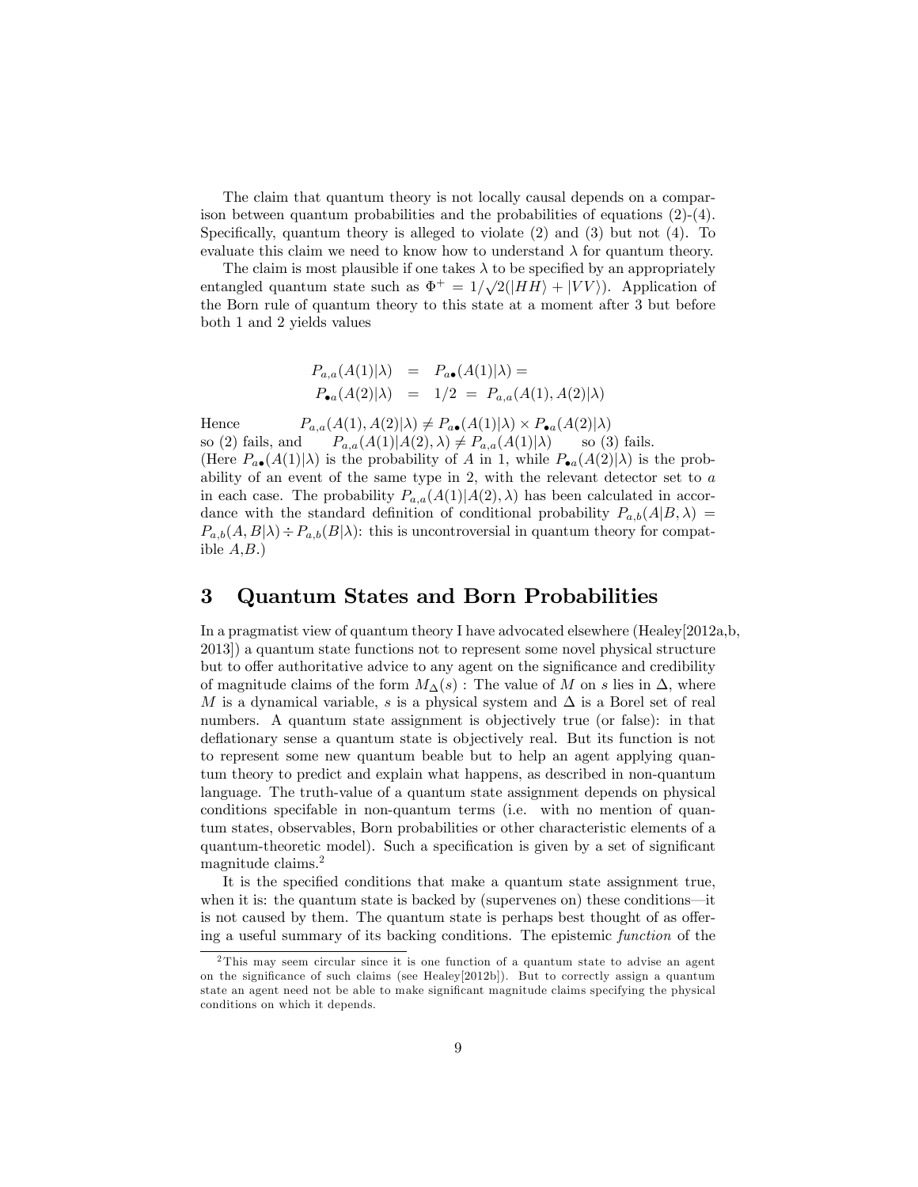The claim that quantum theory is not locally causal depends on a comparison between quantum probabilities and the probabilities of equations (2)-(4). Specifically, quantum theory is alleged to violate (2) and (3) but not (4). To evaluate this claim we need to know how to understand $\lambda$ for quantum theory.

The claim is most plausible if one takes $\lambda$ to be specified by an appropriately entangled quantum state such as $\Phi^+ = 1/\sqrt{2}(|HH\rangle + |VV\rangle)$. Application of the Born rule of quantum theory to this state at a moment after 3 but before both 1 and 2 yields values

$$
\begin{aligned}
P_{a,a}(A(1)|\lambda) &= P_{a\bullet}(A(1)|\lambda) = \\
P_{\bullet a}(A(2)|\lambda) &= 1/2 = P_{a,a}(A(1), A(2)|\lambda)
\end{aligned}
$$

Hence $\quad P_{a,a}(A(1), A(2)|\lambda) \neq P_{a\bullet}(A(1)|\lambda) \times P_{\bullet a}(A(2)|\lambda)$
so (2) fails, and $\quad P_{a,a}(A(1)|A(2), \lambda) \neq P_{a,a}(A(1)|\lambda) \quad$ so (3) fails.
(Here $P_{a\bullet}(A(1)|\lambda)$ is the probability of $A$ in 1, while $P_{\bullet a}(A(2)|\lambda)$ is the probability of an event of the same type in 2, with the relevant detector set to $a$ in each case. The probability $P_{a,a}(A(1)|A(2), \lambda)$ has been calculated in accordance with the standard definition of conditional probability $P_{a,b}(A|B, \lambda) = P_{a,b}(A, B|\lambda) \div P_{a,b}(B|\lambda)$: this is uncontroversial in quantum theory for compatible $A$,$B$.)

## 3 Quantum States and Born Probabilities

In a pragmatist view of quantum theory I have advocated elsewhere (Healey[2012a,b, 2013]) a quantum state functions not to represent some novel physical structure but to offer authoritative advice to any agent on the significance and credibility of magnitude claims of the form $M_\Delta(s)$ : The value of $M$ on $s$ lies in $\Delta$, where $M$ is a dynamical variable, $s$ is a physical system and $\Delta$ is a Borel set of real numbers. A quantum state assignment is objectively true (or false): in that deflationary sense a quantum state is objectively real. But its function is not to represent some new quantum beable but to help an agent applying quantum theory to predict and explain what happens, as described in non-quantum language. The truth-value of a quantum state assignment depends on physical conditions specifable in non-quantum terms (i.e. with no mention of quantum states, observables, Born probabilities or other characteristic elements of a quantum-theoretic model). Such a specification is given by a set of significant magnitude claims.[2]

It is the specified conditions that make a quantum state assignment true, when it is: the quantum state is backed by (supervenes on) these conditions—it is not caused by them. The quantum state is perhaps best thought of as offering a useful summary of its backing conditions. The epistemic *function* of the

[2] This may seem circular since it is one function of a quantum state to advise an agent on the significance of such claims (see Healey[2012b]). But to correctly assign a quantum state an agent need not be able to make significant magnitude claims specifying the physical conditions on which it depends.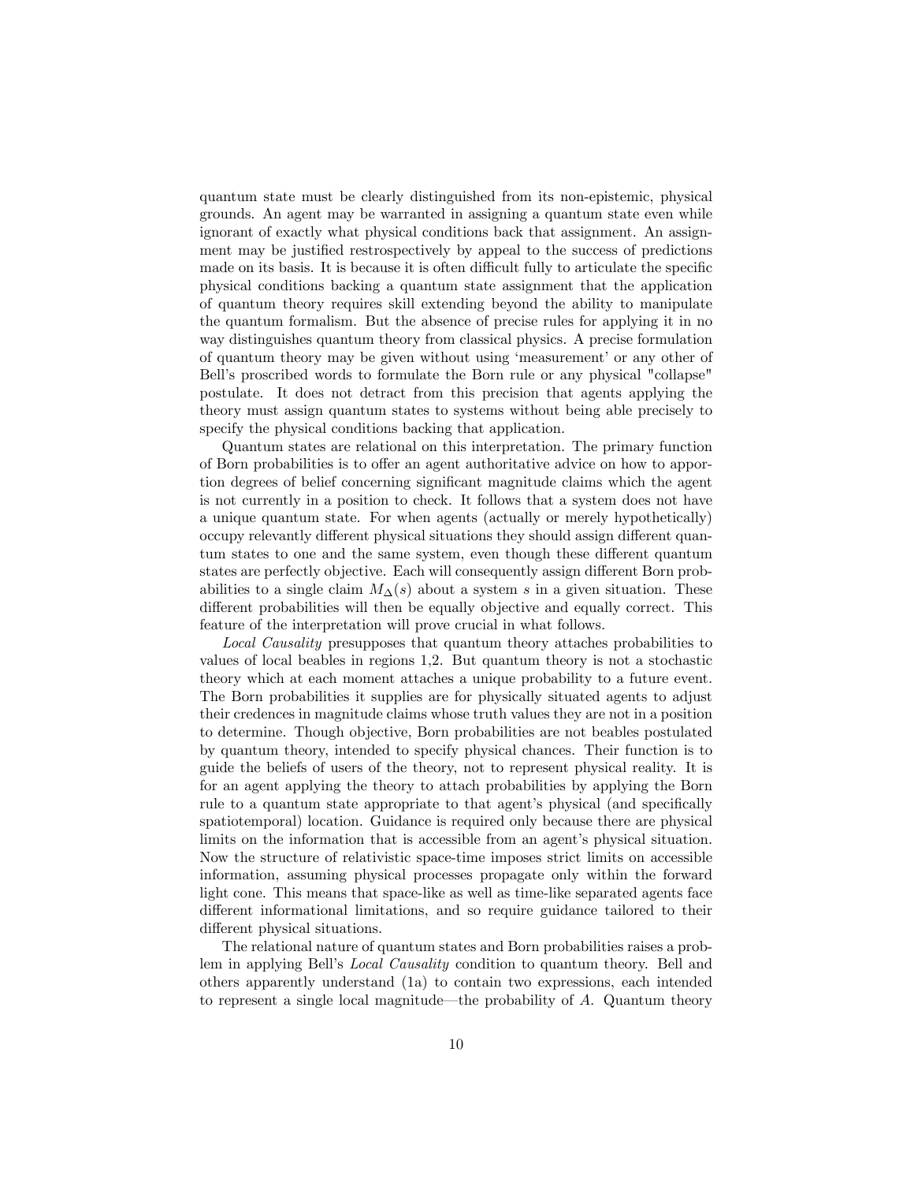quantum state must be clearly distinguished from its non-epistemic, physical grounds. An agent may be warranted in assigning a quantum state even while ignorant of exactly what physical conditions back that assignment. An assignment may be justified restrospectively by appeal to the success of predictions made on its basis. It is because it is often difficult fully to articulate the specific physical conditions backing a quantum state assignment that the application of quantum theory requires skill extending beyond the ability to manipulate the quantum formalism. But the absence of precise rules for applying it in no way distinguishes quantum theory from classical physics. A precise formulation of quantum theory may be given without using 'measurement' or any other of Bell's proscribed words to formulate the Born rule or any physical "collapse" postulate. It does not detract from this precision that agents applying the theory must assign quantum states to systems without being able precisely to specify the physical conditions backing that application.

Quantum states are relational on this interpretation. The primary function of Born probabilities is to offer an agent authoritative advice on how to apportion degrees of belief concerning significant magnitude claims which the agent is not currently in a position to check. It follows that a system does not have a unique quantum state. For when agents (actually or merely hypothetically) occupy relevantly different physical situations they should assign different quantum states to one and the same system, even though these different quantum states are perfectly objective. Each will consequently assign different Born probabilities to a single claim $M_\Delta(s)$ about a system $s$ in a given situation. These different probabilities will then be equally objective and equally correct. This feature of the interpretation will prove crucial in what follows.

*Local Causality* presupposes that quantum theory attaches probabilities to values of local beables in regions 1,2. But quantum theory is not a stochastic theory which at each moment attaches a unique probability to a future event. The Born probabilities it supplies are for physically situated agents to adjust their credences in magnitude claims whose truth values they are not in a position to determine. Though objective, Born probabilities are not beables postulated by quantum theory, intended to specify physical chances. Their function is to guide the beliefs of users of the theory, not to represent physical reality. It is for an agent applying the theory to attach probabilities by applying the Born rule to a quantum state appropriate to that agent's physical (and specifically spatiotemporal) location. Guidance is required only because there are physical limits on the information that is accessible from an agent's physical situation. Now the structure of relativistic space-time imposes strict limits on accessible information, assuming physical processes propagate only within the forward light cone. This means that space-like as well as time-like separated agents face different informational limitations, and so require guidance tailored to their different physical situations.

The relational nature of quantum states and Born probabilities raises a problem in applying Bell's *Local Causality* condition to quantum theory. Bell and others apparently understand (1a) to contain two expressions, each intended to represent a single local magnitude—the probability of $A$. Quantum theory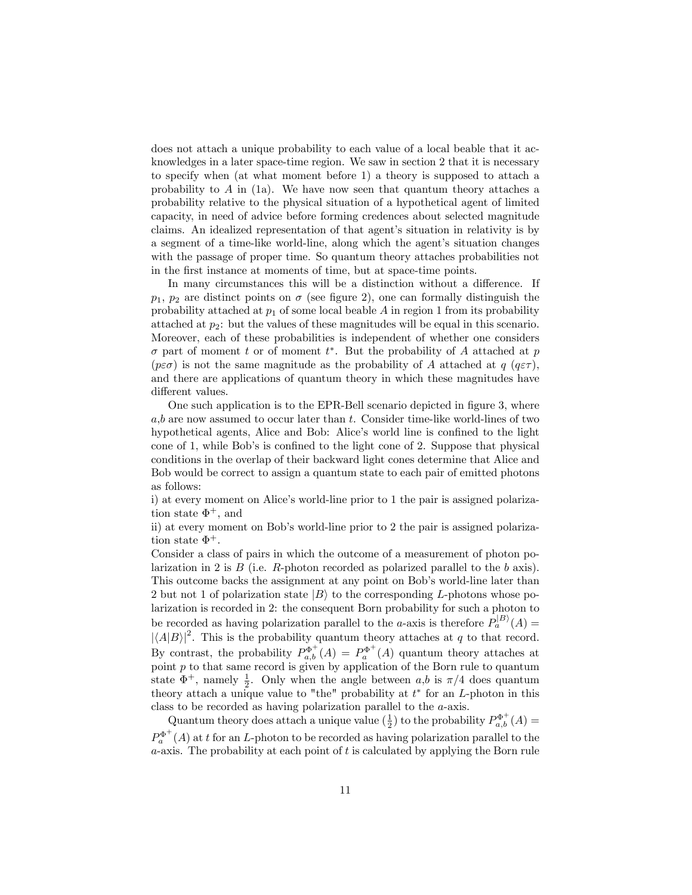does not attach a unique probability to each value of a local beable that it acknowledges in a later space-time region. We saw in section 2 that it is necessary to specify when (at what moment before 1) a theory is supposed to attach a probability to $A$ in (1a). We have now seen that quantum theory attaches a probability relative to the physical situation of a hypothetical agent of limited capacity, in need of advice before forming credences about selected magnitude claims. An idealized representation of that agent's situation in relativity is by a segment of a time-like world-line, along which the agent's situation changes with the passage of proper time. So quantum theory attaches probabilities not in the first instance at moments of time, but at space-time points.

In many circumstances this will be a distinction without a difference. If $p_1$, $p_2$ are distinct points on $\sigma$ (see figure 2), one can formally distinguish the probability attached at $p_1$ of some local beable $A$ in region 1 from its probability attached at $p_2$: but the values of these magnitudes will be equal in this scenario. Moreover, each of these probabilities is independent of whether one considers $\sigma$ part of moment $t$ or of moment $t^*$. But the probability of $A$ attached at $p$ ($p\varepsilon\sigma$) is not the same magnitude as the probability of $A$ attached at $q$ ($q\varepsilon\tau$), and there are applications of quantum theory in which these magnitudes have different values.

One such application is to the EPR-Bell scenario depicted in figure 3, where $a$,$b$ are now assumed to occur later than $t$. Consider time-like world-lines of two hypothetical agents, Alice and Bob: Alice's world line is confined to the light cone of 1, while Bob's is confined to the light cone of 2. Suppose that physical conditions in the overlap of their backward light cones determine that Alice and Bob would be correct to assign a quantum state to each pair of emitted photons as follows:

i) at every moment on Alice's world-line prior to 1 the pair is assigned polarization state $\Phi^+$, and

ii) at every moment on Bob's world-line prior to 2 the pair is assigned polarization state $\Phi^+$.

Consider a class of pairs in which the outcome of a measurement of photon polarization in 2 is $B$ (i.e. $R$-photon recorded as polarized parallel to the $b$ axis). This outcome backs the assignment at any point on Bob's world-line later than 2 but not 1 of polarization state $|B\rangle$ to the corresponding $L$-photons whose polarization is recorded in 2: the consequent Born probability for such a photon to be recorded as having polarization parallel to the $a$-axis is therefore $P_a^{|B\rangle}(A) = |\langle A|B\rangle|^2$. This is the probability quantum theory attaches at $q$ to that record. By contrast, the probability $P_{a,b}^{\Phi^+}(A) = P_a^{\Phi^+}(A)$ quantum theory attaches at point $p$ to that same record is given by application of the Born rule to quantum state $\Phi^+$, namely $\frac{1}{2}$. Only when the angle between $a$,$b$ is $\pi/4$ does quantum theory attach a unique value to "the" probability at $t^*$ for an $L$-photon in this class to be recorded as having polarization parallel to the $a$-axis.

Quantum theory does attach a unique value ($\frac{1}{2}$) to the probability $P_{a,b}^{\Phi^+}(A) = P_a^{\Phi^+}(A)$ at $t$ for an $L$-photon to be recorded as having polarization parallel to the $a$-axis. The probability at each point of $t$ is calculated by applying the Born rule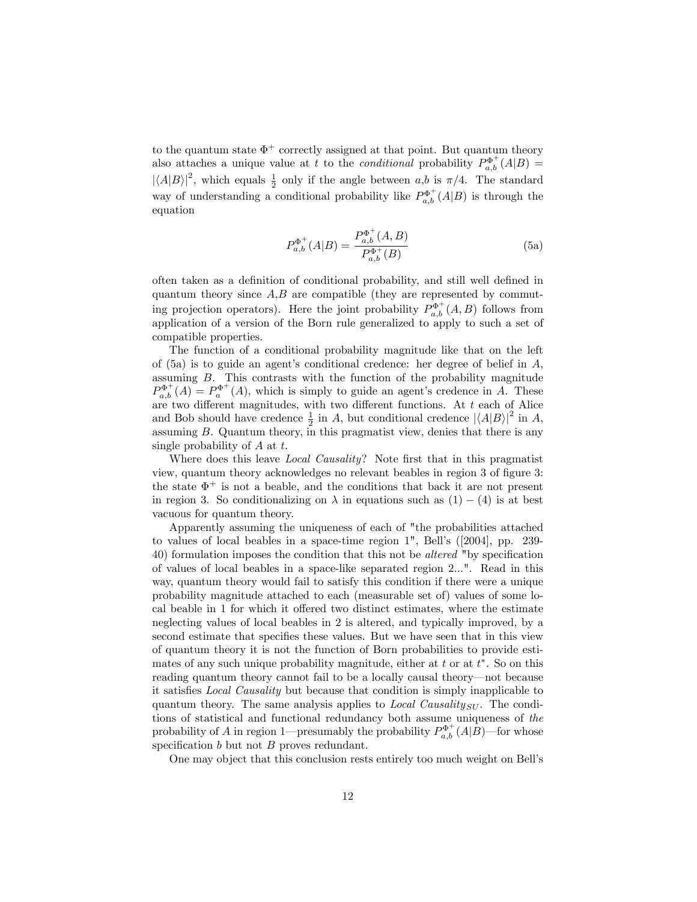to the quantum state $\Phi^+$ correctly assigned at that point. But quantum theory also attaches a unique value at $t$ to the *conditional* probability $P_{a,b}^{\Phi^+}(A|B) = |\langle A|B\rangle|^2$, which equals $\frac{1}{2}$ only if the angle between $a$,$b$ is $\pi/4$. The standard way of understanding a conditional probability like $P_{a,b}^{\Phi^+}(A|B)$ is through the equation

$$P_{a,b}^{\Phi^+}(A|B) = \frac{P_{a,b}^{\Phi^+}(A,B)}{P_{a,b}^{\Phi^+}(B)} \tag{5a}$$

often taken as a definition of conditional probability, and still well defined in quantum theory since $A$,$B$ are compatible (they are represented by commuting projection operators). Here the joint probability $P_{a,b}^{\Phi^+}(A,B)$ follows from application of a version of the Born rule generalized to apply to such a set of compatible properties.

The function of a conditional probability magnitude like that on the left of (5a) is to guide an agent's conditional credence: her degree of belief in $A$, assuming $B$. This contrasts with the function of the probability magnitude $P_{a,b}^{\Phi^+}(A) = P_a^{\Phi^+}(A)$, which is simply to guide an agent's credence in $A$. These are two different magnitudes, with two different functions. At $t$ each of Alice and Bob should have credence $\frac{1}{2}$ in $A$, but conditional credence $|\langle A|B\rangle|^2$ in $A$, assuming $B$. Quantum theory, in this pragmatist view, denies that there is any single probability of $A$ at $t$.

Where does this leave *Local Causality*? Note first that in this pragmatist view, quantum theory acknowledges no relevant beables in region 3 of figure 3: the state $\Phi^+$ is not a beable, and the conditions that back it are not present in region 3. So conditionalizing on $\lambda$ in equations such as $(1)-(4)$ is at best vacuous for quantum theory.

Apparently assuming the uniqueness of each of "the probabilities attached to values of local beables in a space-time region 1", Bell's ([2004], pp. 239-40) formulation imposes the condition that this not be *altered* "by specification of values of local beables in a space-like separated region 2...". Read in this way, quantum theory would fail to satisfy this condition if there were a unique probability magnitude attached to each (measurable set of) values of some local beable in 1 for which it offered two distinct estimates, where the estimate neglecting values of local beables in 2 is altered, and typically improved, by a second estimate that specifies these values. But we have seen that in this view of quantum theory it is not the function of Born probabilities to provide estimates of any such unique probability magnitude, either at $t$ or at $t^*$. So on this reading quantum theory cannot fail to be a locally causal theory—not because it satisfies *Local Causality* but because that condition is simply inapplicable to quantum theory. The same analysis applies to *Local Causality*$_{SU}$. The conditions of statistical and functional redundancy both assume uniqueness of *the* probability of $A$ in region 1—presumably the probability $P_{a,b}^{\Phi^+}(A|B)$—for whose specification $b$ but not $B$ proves redundant.

One may object that this conclusion rests entirely too much weight on Bell's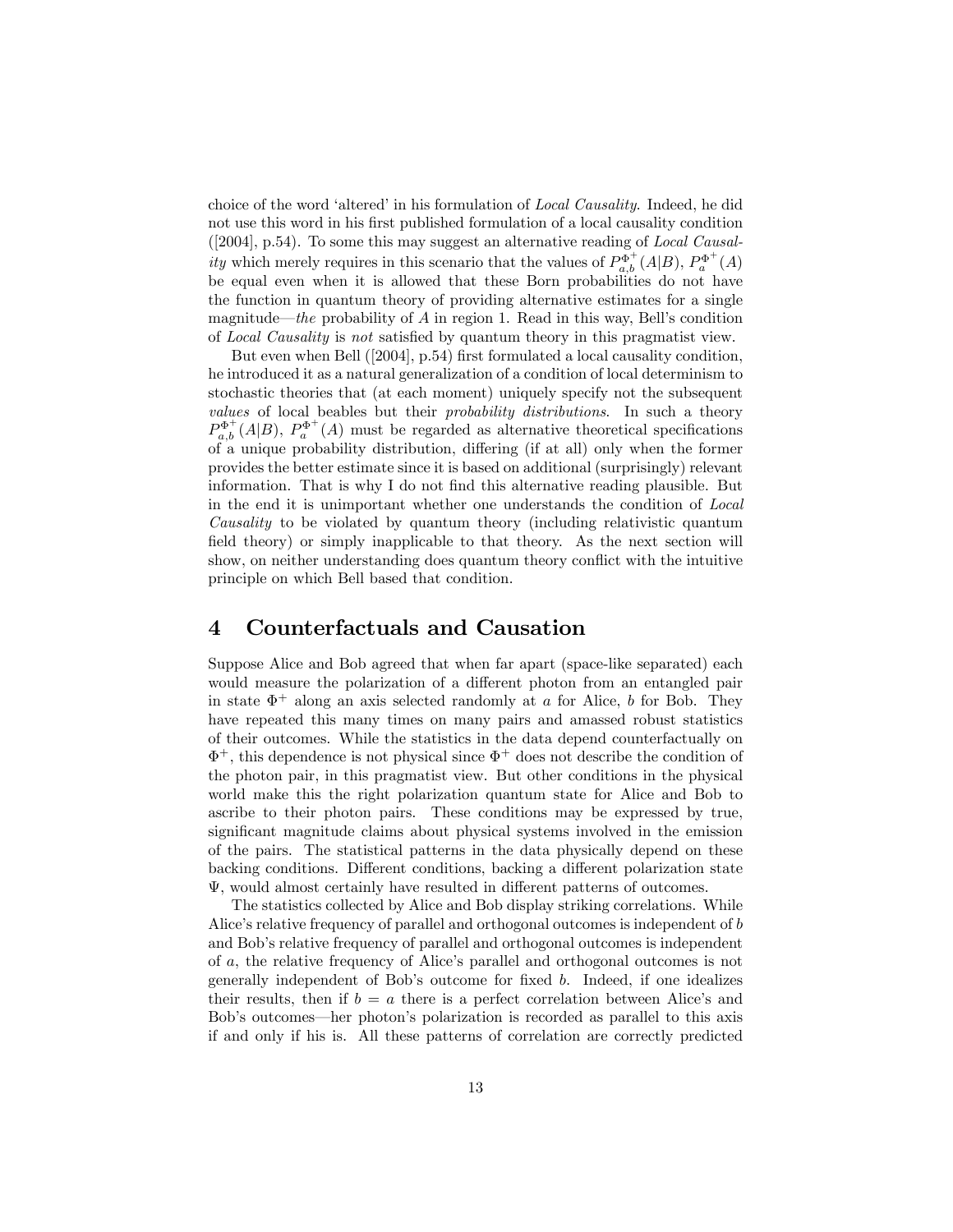choice of the word ‘altered’ in his formulation of *Local Causality*. Indeed, he did not use this word in his first published formulation of a local causality condition ([2004], p.54). To some this may suggest an alternative reading of *Local Causality* which merely requires in this scenario that the values of $P^{\Phi^+}_{a,b}(A|B)$, $P^{\Phi^+}_{a}(A)$ be equal even when it is allowed that these Born probabilities do not have the function in quantum theory of providing alternative estimates for a single magnitude—*the* probability of $A$ in region 1. Read in this way, Bell’s condition of *Local Causality* is *not* satisfied by quantum theory in this pragmatist view.

But even when Bell ([2004], p.54) first formulated a local causality condition, he introduced it as a natural generalization of a condition of local determinism to stochastic theories that (at each moment) uniquely specify not the subsequent *values* of local beables but their *probability distributions*. In such a theory $P^{\Phi^+}_{a,b}(A|B)$, $P^{\Phi^+}_{a}(A)$ must be regarded as alternative theoretical specifications of a unique probability distribution, differing (if at all) only when the former provides the better estimate since it is based on additional (surprisingly) relevant information. That is why I do not find this alternative reading plausible. But in the end it is unimportant whether one understands the condition of *Local Causality* to be violated by quantum theory (including relativistic quantum field theory) or simply inapplicable to that theory. As the next section will show, on neither understanding does quantum theory conflict with the intuitive principle on which Bell based that condition.

## 4 Counterfactuals and Causation

Suppose Alice and Bob agreed that when far apart (space-like separated) each would measure the polarization of a different photon from an entangled pair in state $\Phi^+$ along an axis selected randomly at $a$ for Alice, $b$ for Bob. They have repeated this many times on many pairs and amassed robust statistics of their outcomes. While the statistics in the data depend counterfactually on $\Phi^+$, this dependence is not physical since $\Phi^+$ does not describe the condition of the photon pair, in this pragmatist view. But other conditions in the physical world make this the right polarization quantum state for Alice and Bob to ascribe to their photon pairs. These conditions may be expressed by true, significant magnitude claims about physical systems involved in the emission of the pairs. The statistical patterns in the data physically depend on these backing conditions. Different conditions, backing a different polarization state $\Psi$, would almost certainly have resulted in different patterns of outcomes.

The statistics collected by Alice and Bob display striking correlations. While Alice’s relative frequency of parallel and orthogonal outcomes is independent of $b$ and Bob’s relative frequency of parallel and orthogonal outcomes is independent of $a$, the relative frequency of Alice’s parallel and orthogonal outcomes is not generally independent of Bob’s outcome for fixed $b$. Indeed, if one idealizes their results, then if $b = a$ there is a perfect correlation between Alice’s and Bob’s outcomes—her photon’s polarization is recorded as parallel to this axis if and only if his is. All these patterns of correlation are correctly predicted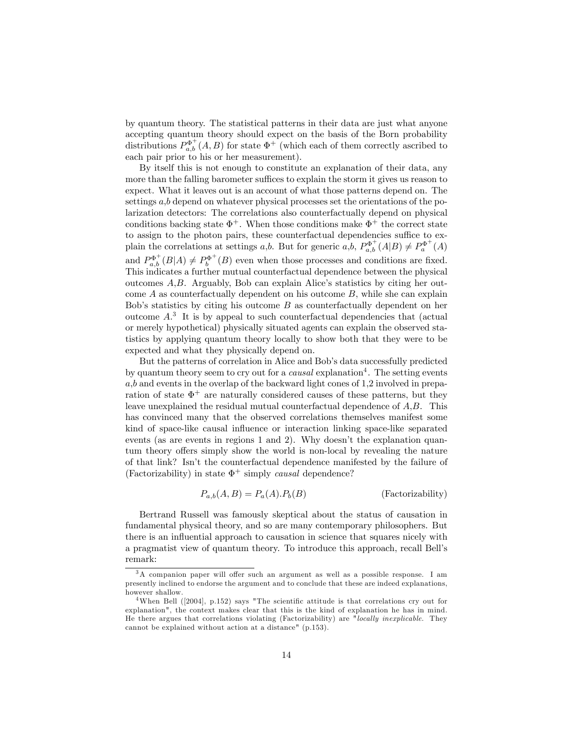by quantum theory. The statistical patterns in their data are just what anyone accepting quantum theory should expect on the basis of the Born probability distributions $P^{\Phi^+}_{a,b}(A,B)$ for state $\Phi^+$ (which each of them correctly ascribed to each pair prior to his or her measurement).

By itself this is not enough to constitute an explanation of their data, any more than the falling barometer suffices to explain the storm it gives us reason to expect. What it leaves out is an account of what those patterns depend on. The settings $a$,$b$ depend on whatever physical processes set the orientations of the polarization detectors: The correlations also counterfactually depend on physical conditions backing state $\Phi^+$. When those conditions make $\Phi^+$ the correct state to assign to the photon pairs, these counterfactual dependencies suffice to explain the correlations at settings $a$,$b$. But for generic $a$,$b$, $P^{\Phi^+}_{a,b}(A|B) \neq P^{\Phi^+}_{a}(A)$ and $P^{\Phi^+}_{a,b}(B|A) \neq P^{\Phi^+}_{b}(B)$ even when those processes and conditions are fixed. This indicates a further mutual counterfactual dependence between the physical outcomes $A$,$B$. Arguably, Bob can explain Alice's statistics by citing her outcome $A$ as counterfactually dependent on his outcome $B$, while she can explain Bob's statistics by citing his outcome $B$ as counterfactually dependent on her outcome $A$.[3] It is by appeal to such counterfactual dependencies that (actual or merely hypothetical) physically situated agents can explain the observed statistics by applying quantum theory locally to show both that they were to be expected and what they physically depend on.

But the patterns of correlation in Alice and Bob's data successfully predicted by quantum theory seem to cry out for a *causal* explanation[4]. The setting events $a$,$b$ and events in the overlap of the backward light cones of 1,2 involved in preparation of state $\Phi^+$ are naturally considered causes of these patterns, but they leave unexplained the residual mutual counterfactual dependence of $A$,$B$. This has convinced many that the observed correlations themselves manifest some kind of space-like causal influence or interaction linking space-like separated events (as are events in regions 1 and 2). Why doesn't the explanation quantum theory offers simply show the world is non-local by revealing the nature of that link? Isn't the counterfactual dependence manifested by the failure of (Factorizability) in state $\Phi^+$ simply *causal* dependence?

$$P_{a,b}(A,B) = P_a(A).P_b(B) \qquad \text{(Factorizability)}$$

Bertrand Russell was famously skeptical about the status of causation in fundamental physical theory, and so are many contemporary philosophers. But there is an influential approach to causation in science that squares nicely with a pragmatist view of quantum theory. To introduce this approach, recall Bell's remark:

---

[3] A companion paper will offer such an argument as well as a possible response. I am presently inclined to endorse the argument and to conclude that these are indeed explanations, however shallow.

[4] When Bell ([2004], p.152) says "The scientific attitude is that correlations cry out for explanation", the context makes clear that this is the kind of explanation he has in mind. He there argues that correlations violating (Factorizability) are "*locally inexplicable*. They cannot be explained without action at a distance" (p.153).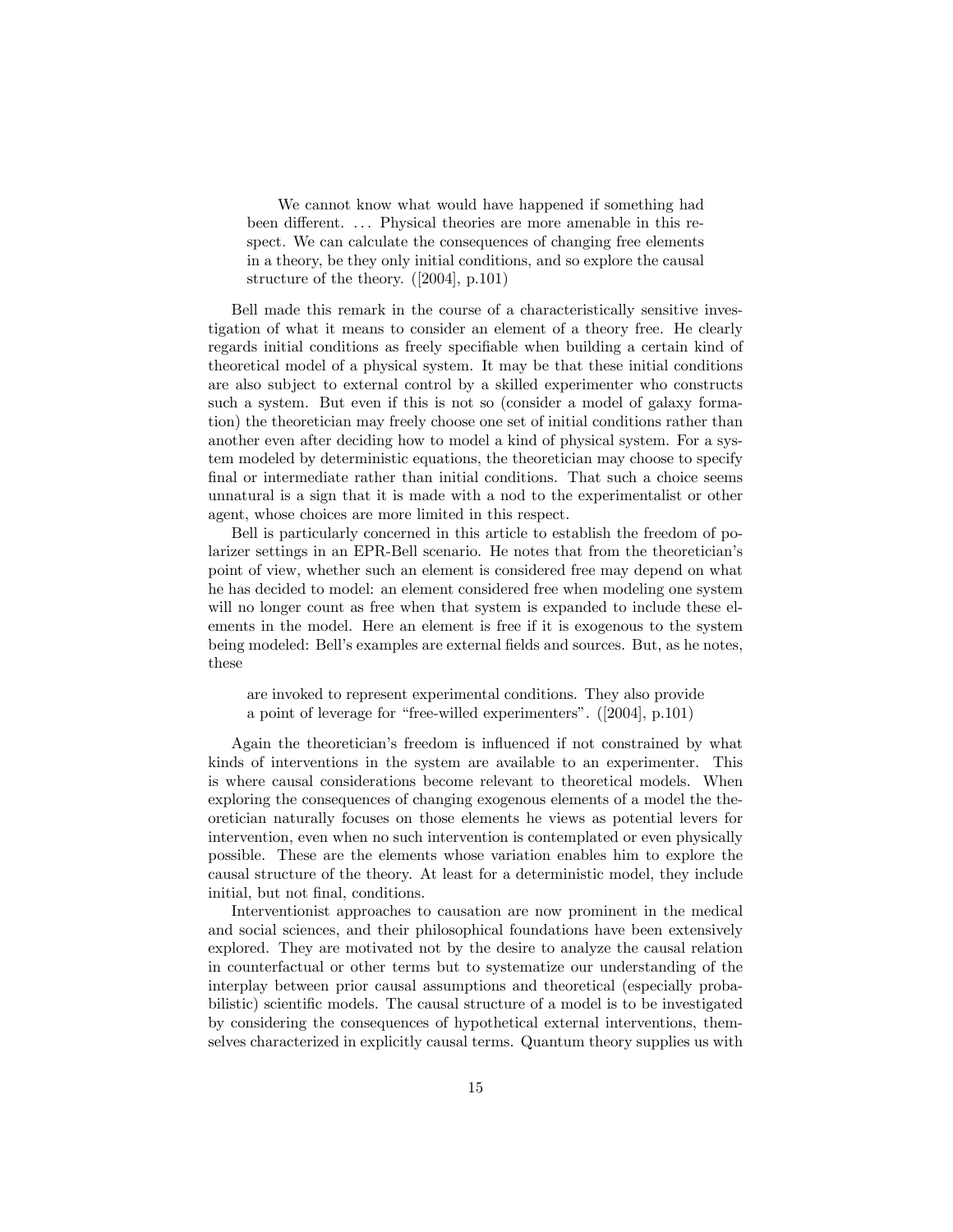> We cannot know what would have happened if something had been different. ... Physical theories are more amenable in this respect. We can calculate the consequences of changing free elements in a theory, be they only initial conditions, and so explore the causal structure of the theory. ([2004], p.101)

Bell made this remark in the course of a characteristically sensitive investigation of what it means to consider an element of a theory free. He clearly regards initial conditions as freely specifiable when building a certain kind of theoretical model of a physical system. It may be that these initial conditions are also subject to external control by a skilled experimenter who constructs such a system. But even if this is not so (consider a model of galaxy formation) the theoretician may freely choose one set of initial conditions rather than another even after deciding how to model a kind of physical system. For a system modeled by deterministic equations, the theoretician may choose to specify final or intermediate rather than initial conditions. That such a choice seems unnatural is a sign that it is made with a nod to the experimentalist or other agent, whose choices are more limited in this respect.

Bell is particularly concerned in this article to establish the freedom of polarizer settings in an EPR-Bell scenario. He notes that from the theoretician's point of view, whether such an element is considered free may depend on what he has decided to model: an element considered free when modeling one system will no longer count as free when that system is expanded to include these elements in the model. Here an element is free if it is exogenous to the system being modeled: Bell's examples are external fields and sources. But, as he notes, these

> are invoked to represent experimental conditions. They also provide a point of leverage for "free-willed experimenters". ([2004], p.101)

Again the theoretician's freedom is influenced if not constrained by what kinds of interventions in the system are available to an experimenter. This is where causal considerations become relevant to theoretical models. When exploring the consequences of changing exogenous elements of a model the theoretician naturally focuses on those elements he views as potential levers for intervention, even when no such intervention is contemplated or even physically possible. These are the elements whose variation enables him to explore the causal structure of the theory. At least for a deterministic model, they include initial, but not final, conditions.

Interventionist approaches to causation are now prominent in the medical and social sciences, and their philosophical foundations have been extensively explored. They are motivated not by the desire to analyze the causal relation in counterfactual or other terms but to systematize our understanding of the interplay between prior causal assumptions and theoretical (especially probabilistic) scientific models. The causal structure of a model is to be investigated by considering the consequences of hypothetical external interventions, themselves characterized in explicitly causal terms. Quantum theory supplies us with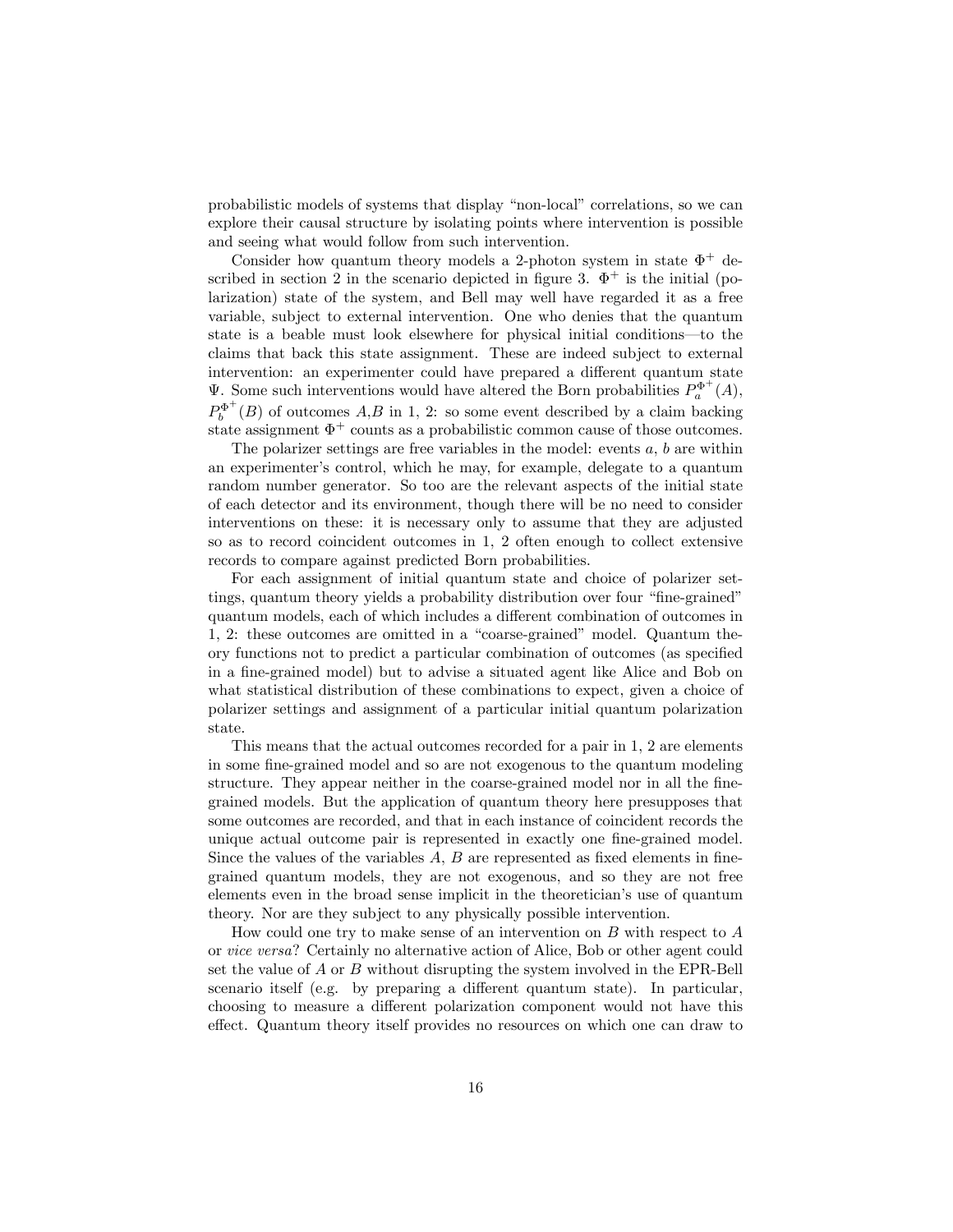probabilistic models of systems that display "non-local" correlations, so we can explore their causal structure by isolating points where intervention is possible and seeing what would follow from such intervention.

Consider how quantum theory models a 2-photon system in state $\Phi^+$ described in section 2 in the scenario depicted in figure 3. $\Phi^+$ is the initial (polarization) state of the system, and Bell may well have regarded it as a free variable, subject to external intervention. One who denies that the quantum state is a beable must look elsewhere for physical initial conditions—to the claims that back this state assignment. These are indeed subject to external intervention: an experimenter could have prepared a different quantum state $\Psi$. Some such interventions would have altered the Born probabilities $P_a^{\Phi^+}(A)$, $P_b^{\Phi^+}(B)$ of outcomes $A$,$B$ in 1, 2: so some event described by a claim backing state assignment $\Phi^+$ counts as a probabilistic common cause of those outcomes.

The polarizer settings are free variables in the model: events $a$, $b$ are within an experimenter's control, which he may, for example, delegate to a quantum random number generator. So too are the relevant aspects of the initial state of each detector and its environment, though there will be no need to consider interventions on these: it is necessary only to assume that they are adjusted so as to record coincident outcomes in 1, 2 often enough to collect extensive records to compare against predicted Born probabilities.

For each assignment of initial quantum state and choice of polarizer settings, quantum theory yields a probability distribution over four "fine-grained" quantum models, each of which includes a different combination of outcomes in 1, 2: these outcomes are omitted in a "coarse-grained" model. Quantum theory functions not to predict a particular combination of outcomes (as specified in a fine-grained model) but to advise a situated agent like Alice and Bob on what statistical distribution of these combinations to expect, given a choice of polarizer settings and assignment of a particular initial quantum polarization state.

This means that the actual outcomes recorded for a pair in 1, 2 are elements in some fine-grained model and so are not exogenous to the quantum modeling structure. They appear neither in the coarse-grained model nor in all the fine-grained models. But the application of quantum theory here presupposes that some outcomes are recorded, and that in each instance of coincident records the unique actual outcome pair is represented in exactly one fine-grained model. Since the values of the variables $A$, $B$ are represented as fixed elements in fine-grained quantum models, they are not exogenous, and so they are not free elements even in the broad sense implicit in the theoretician's use of quantum theory. Nor are they subject to any physically possible intervention.

How could one try to make sense of an intervention on $B$ with respect to $A$ or *vice versa*? Certainly no alternative action of Alice, Bob or other agent could set the value of $A$ or $B$ without disrupting the system involved in the EPR-Bell scenario itself (e.g. by preparing a different quantum state). In particular, choosing to measure a different polarization component would not have this effect. Quantum theory itself provides no resources on which one can draw to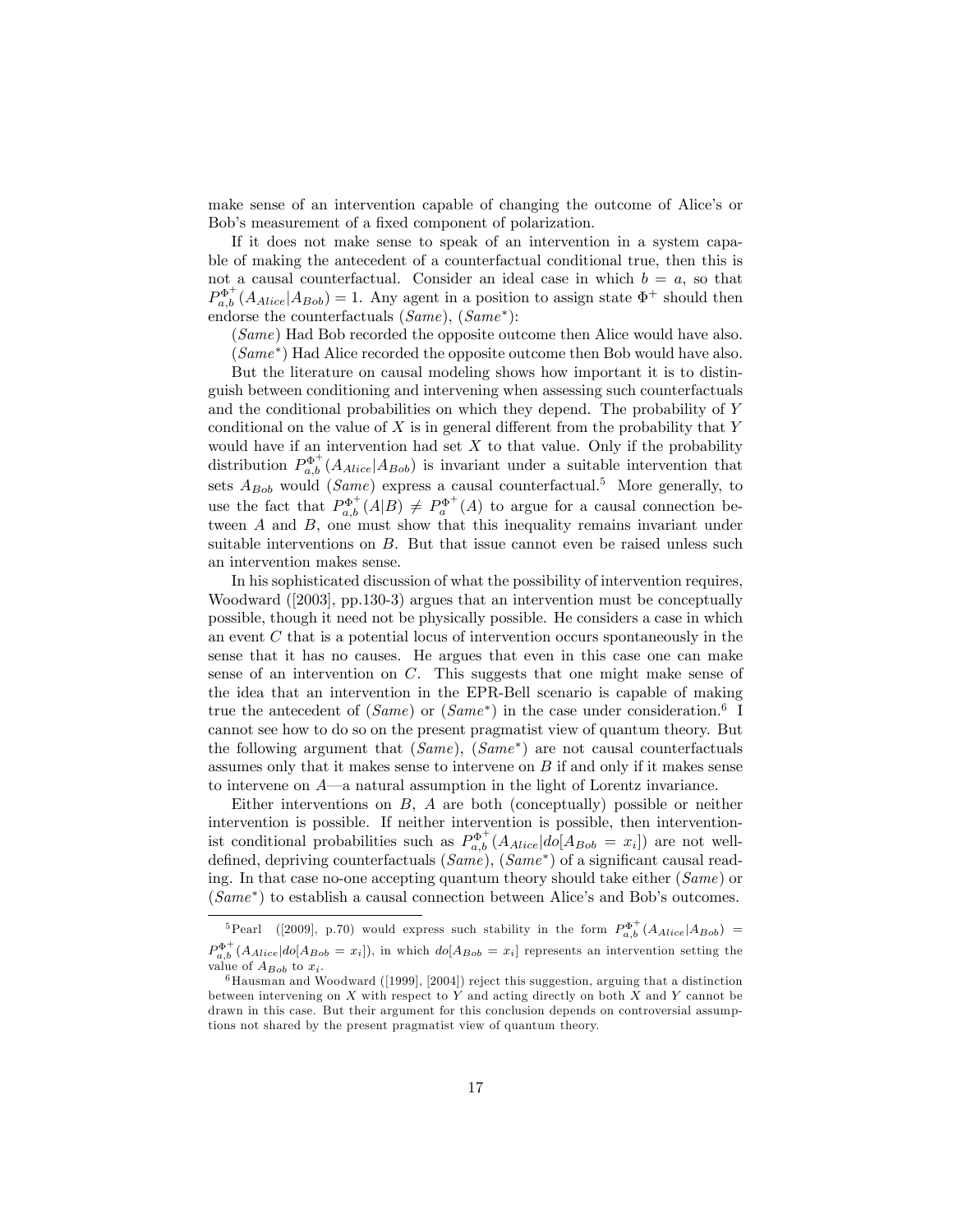make sense of an intervention capable of changing the outcome of Alice's or Bob's measurement of a fixed component of polarization.

If it does not make sense to speak of an intervention in a system capable of making the antecedent of a counterfactual conditional true, then this is not a causal counterfactual. Consider an ideal case in which $b = a$, so that $P^{\Phi^+}_{a,b}(A_{Alice}|A_{Bob}) = 1$. Any agent in a position to assign state $\Phi^+$ should then endorse the counterfactuals (*Same*), (*Same*$^*$):

(*Same*) Had Bob recorded the opposite outcome then Alice would have also.

(*Same*$^*$) Had Alice recorded the opposite outcome then Bob would have also.

But the literature on causal modeling shows how important it is to distinguish between conditioning and intervening when assessing such counterfactuals and the conditional probabilities on which they depend. The probability of $Y$ conditional on the value of $X$ is in general different from the probability that $Y$ would have if an intervention had set $X$ to that value. Only if the probability distribution $P^{\Phi^+}_{a,b}(A_{Alice}|A_{Bob})$ is invariant under a suitable intervention that sets $A_{Bob}$ would (*Same*) express a causal counterfactual.[5] More generally, to use the fact that $P^{\Phi^+}_{a,b}(A|B) \neq P^{\Phi^+}_{a}(A)$ to argue for a causal connection between $A$ and $B$, one must show that this inequality remains invariant under suitable interventions on $B$. But that issue cannot even be raised unless such an intervention makes sense.

In his sophisticated discussion of what the possibility of intervention requires, Woodward ([2003], pp.130-3) argues that an intervention must be conceptually possible, though it need not be physically possible. He considers a case in which an event $C$ that is a potential locus of intervention occurs spontaneously in the sense that it has no causes. He argues that even in this case one can make sense of an intervention on $C$. This suggests that one might make sense of the idea that an intervention in the EPR-Bell scenario is capable of making true the antecedent of (*Same*) or (*Same*$^*$) in the case under consideration.[6] I cannot see how to do so on the present pragmatist view of quantum theory. But the following argument that (*Same*), (*Same*$^*$) are not causal counterfactuals assumes only that it makes sense to intervene on $B$ if and only if it makes sense to intervene on $A$—a natural assumption in the light of Lorentz invariance.

Either interventions on $B$, $A$ are both (conceptually) possible or neither intervention is possible. If neither intervention is possible, then interventionist conditional probabilities such as $P^{\Phi^+}_{a,b}(A_{Alice}|do[A_{Bob} = x_i])$ are not well-defined, depriving counterfactuals (*Same*), (*Same*$^*$) of a significant causal reading. In that case no-one accepting quantum theory should take either (*Same*) or (*Same*$^*$) to establish a causal connection between Alice's and Bob's outcomes.

---

[5] Pearl ([2009], p.70) would express such stability in the form $P^{\Phi^+}_{a,b}(A_{Alice}|A_{Bob}) = P^{\Phi^+}_{a,b}(A_{Alice}|do[A_{Bob} = x_i])$, in which $do[A_{Bob} = x_i]$ represents an intervention setting the value of $A_{Bob}$ to $x_i$.

[6] Hausman and Woodward ([1999], [2004]) reject this suggestion, arguing that a distinction between intervening on $X$ with respect to $Y$ and acting directly on both $X$ and $Y$ cannot be drawn in this case. But their argument for this conclusion depends on controversial assumptions not shared by the present pragmatist view of quantum theory.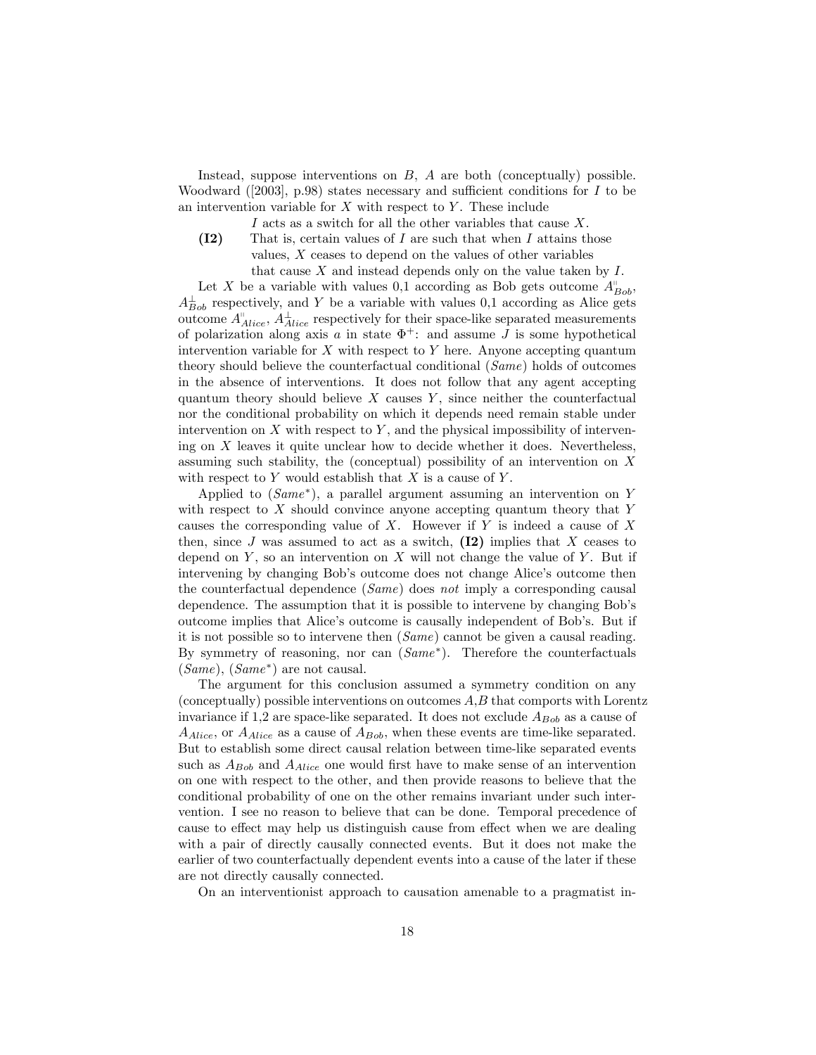Instead, suppose interventions on $B$, $A$ are both (conceptually) possible. Woodward ([2003], p.98) states necessary and sufficient conditions for $I$ to be an intervention variable for $X$ with respect to $Y$. These include

> **(I2)** $I$ acts as a switch for all the other variables that cause $X$. That is, certain values of $I$ are such that when $I$ attains those values, $X$ ceases to depend on the values of other variables that cause $X$ and instead depends only on the value taken by $I$.

Let $X$ be a variable with values 0,1 according as Bob gets outcome $A^{\parallel}_{Bob}$, $A^{\perp}_{Bob}$ respectively, and $Y$ be a variable with values 0,1 according as Alice gets outcome $A^{\parallel}_{Alice}$, $A^{\perp}_{Alice}$ respectively for their space-like separated measurements of polarization along axis $a$ in state $\Phi^{+}$: and assume $J$ is some hypothetical intervention variable for $X$ with respect to $Y$ here. Anyone accepting quantum theory should believe the counterfactual conditional (*Same*) holds of outcomes in the absence of interventions. It does not follow that any agent accepting quantum theory should believe $X$ causes $Y$, since neither the counterfactual nor the conditional probability on which it depends need remain stable under intervention on $X$ with respect to $Y$, and the physical impossibility of intervening on $X$ leaves it quite unclear how to decide whether it does. Nevertheless, assuming such stability, the (conceptual) possibility of an intervention on $X$ with respect to $Y$ would establish that $X$ is a cause of $Y$.

Applied to (*Same*$^*$), a parallel argument assuming an intervention on $Y$ with respect to $X$ should convince anyone accepting quantum theory that $Y$ causes the corresponding value of $X$. However if $Y$ is indeed a cause of $X$ then, since $J$ was assumed to act as a switch, **(I2)** implies that $X$ ceases to depend on $Y$, so an intervention on $X$ will not change the value of $Y$. But if intervening by changing Bob's outcome does not change Alice's outcome then the counterfactual dependence (*Same*) does *not* imply a corresponding causal dependence. The assumption that it is possible to intervene by changing Bob's outcome implies that Alice's outcome is causally independent of Bob's. But if it is not possible so to intervene then (*Same*) cannot be given a causal reading. By symmetry of reasoning, nor can (*Same*$^*$). Therefore the counterfactuals (*Same*), (*Same*$^*$) are not causal.

The argument for this conclusion assumed a symmetry condition on any (conceptually) possible interventions on outcomes $A$,$B$ that comports with Lorentz invariance if 1,2 are space-like separated. It does not exclude $A_{Bob}$ as a cause of $A_{Alice}$, or $A_{Alice}$ as a cause of $A_{Bob}$, when these events are time-like separated. But to establish some direct causal relation between time-like separated events such as $A_{Bob}$ and $A_{Alice}$ one would first have to make sense of an intervention on one with respect to the other, and then provide reasons to believe that the conditional probability of one on the other remains invariant under such intervention. I see no reason to believe that can be done. Temporal precedence of cause to effect may help us distinguish cause from effect when we are dealing with a pair of directly causally connected events. But it does not make the earlier of two counterfactually dependent events into a cause of the later if these are not directly causally connected.

On an interventionist approach to causation amenable to a pragmatist in-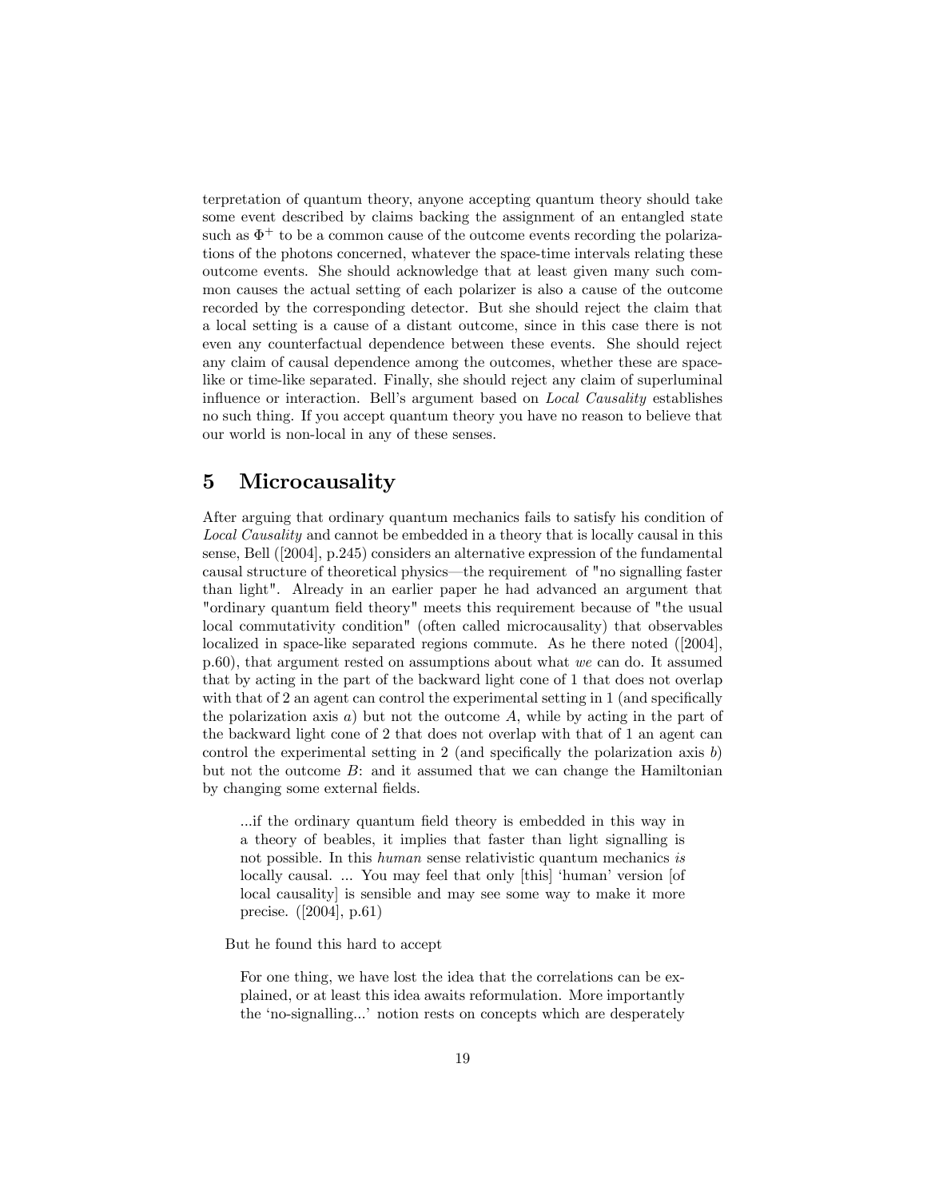terpretation of quantum theory, anyone accepting quantum theory should take some event described by claims backing the assignment of an entangled state such as $\Phi^+$ to be a common cause of the outcome events recording the polarizations of the photons concerned, whatever the space-time intervals relating these outcome events. She should acknowledge that at least given many such common causes the actual setting of each polarizer is also a cause of the outcome recorded by the corresponding detector. But she should reject the claim that a local setting is a cause of a distant outcome, since in this case there is not even any counterfactual dependence between these events. She should reject any claim of causal dependence among the outcomes, whether these are space-like or time-like separated. Finally, she should reject any claim of superluminal influence or interaction. Bell's argument based on *Local Causality* establishes no such thing. If you accept quantum theory you have no reason to believe that our world is non-local in any of these senses.

## 5 Microcausality

After arguing that ordinary quantum mechanics fails to satisfy his condition of *Local Causality* and cannot be embedded in a theory that is locally causal in this sense, Bell ([2004], p.245) considers an alternative expression of the fundamental causal structure of theoretical physics—the requirement of "no signalling faster than light". Already in an earlier paper he had advanced an argument that "ordinary quantum field theory" meets this requirement because of "the usual local commutativity condition" (often called microcausality) that observables localized in space-like separated regions commute. As he there noted ([2004], p.60), that argument rested on assumptions about what *we* can do. It assumed that by acting in the part of the backward light cone of 1 that does not overlap with that of 2 an agent can control the experimental setting in 1 (and specifically the polarization axis $a$) but not the outcome $A$, while by acting in the part of the backward light cone of 2 that does not overlap with that of 1 an agent can control the experimental setting in 2 (and specifically the polarization axis $b$) but not the outcome $B$: and it assumed that we can change the Hamiltonian by changing some external fields.

> ...if the ordinary quantum field theory is embedded in this way in a theory of beables, it implies that faster than light signalling is not possible. In this *human* sense relativistic quantum mechanics *is* locally causal. ... You may feel that only [this] 'human' version [of local causality] is sensible and may see some way to make it more precise. ([2004], p.61)

But he found this hard to accept

> For one thing, we have lost the idea that the correlations can be explained, or at least this idea awaits reformulation. More importantly the 'no-signalling...' notion rests on concepts which are desperately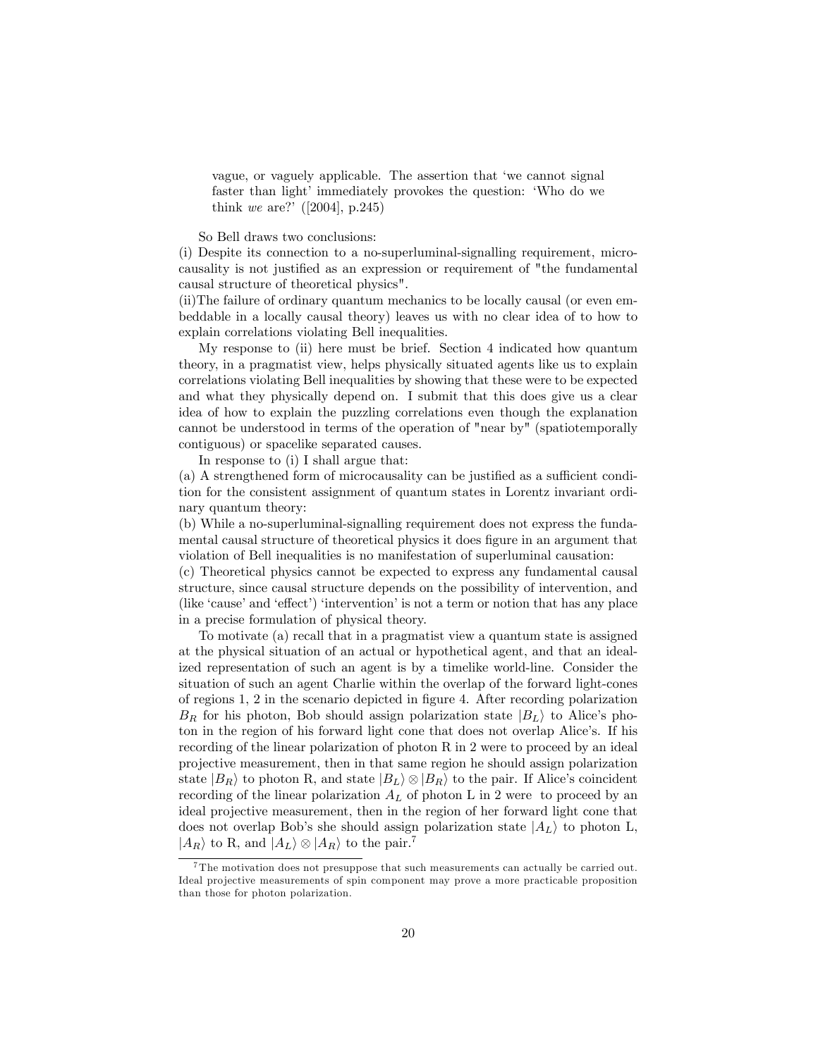> vague, or vaguely applicable. The assertion that 'we cannot signal faster than light' immediately provokes the question: 'Who do we think *we* are?' ([2004], p.245)

So Bell draws two conclusions:
(i) Despite its connection to a no-superluminal-signalling requirement, microcausality is not justified as an expression or requirement of "the fundamental causal structure of theoretical physics".
(ii)The failure of ordinary quantum mechanics to be locally causal (or even embeddable in a locally causal theory) leaves us with no clear idea of to how to explain correlations violating Bell inequalities.

My response to (ii) here must be brief. Section 4 indicated how quantum theory, in a pragmatist view, helps physically situated agents like us to explain correlations violating Bell inequalities by showing that these were to be expected and what they physically depend on. I submit that this does give us a clear idea of how to explain the puzzling correlations even though the explanation cannot be understood in terms of the operation of "near by" (spatiotemporally contiguous) or spacelike separated causes.

In response to (i) I shall argue that:
(a) A strengthened form of microcausality can be justified as a sufficient condition for the consistent assignment of quantum states in Lorentz invariant ordinary quantum theory:
(b) While a no-superluminal-signalling requirement does not express the fundamental causal structure of theoretical physics it does figure in an argument that violation of Bell inequalities is no manifestation of superluminal causation:
(c) Theoretical physics cannot be expected to express any fundamental causal structure, since causal structure depends on the possibility of intervention, and (like 'cause' and 'effect') 'intervention' is not a term or notion that has any place in a precise formulation of physical theory.

To motivate (a) recall that in a pragmatist view a quantum state is assigned at the physical situation of an actual or hypothetical agent, and that an idealized representation of such an agent is by a timelike world-line. Consider the situation of such an agent Charlie within the overlap of the forward light-cones of regions 1, 2 in the scenario depicted in figure 4. After recording polarization $B_R$ for his photon, Bob should assign polarization state $|B_L\rangle$ to Alice's photon in the region of his forward light cone that does not overlap Alice's. If his recording of the linear polarization of photon R in 2 were to proceed by an ideal projective measurement, then in that same region he should assign polarization state $|B_R\rangle$ to photon R, and state $|B_L\rangle \otimes |B_R\rangle$ to the pair. If Alice's coincident recording of the linear polarization $A_L$ of photon L in 2 were to proceed by an ideal projective measurement, then in the region of her forward light cone that does not overlap Bob's she should assign polarization state $|A_L\rangle$ to photon L, $|A_R\rangle$ to R, and $|A_L\rangle \otimes |A_R\rangle$ to the pair.[7]

[7] The motivation does not presuppose that such measurements can actually be carried out. Ideal projective measurements of spin component may prove a more practicable proposition than those for photon polarization.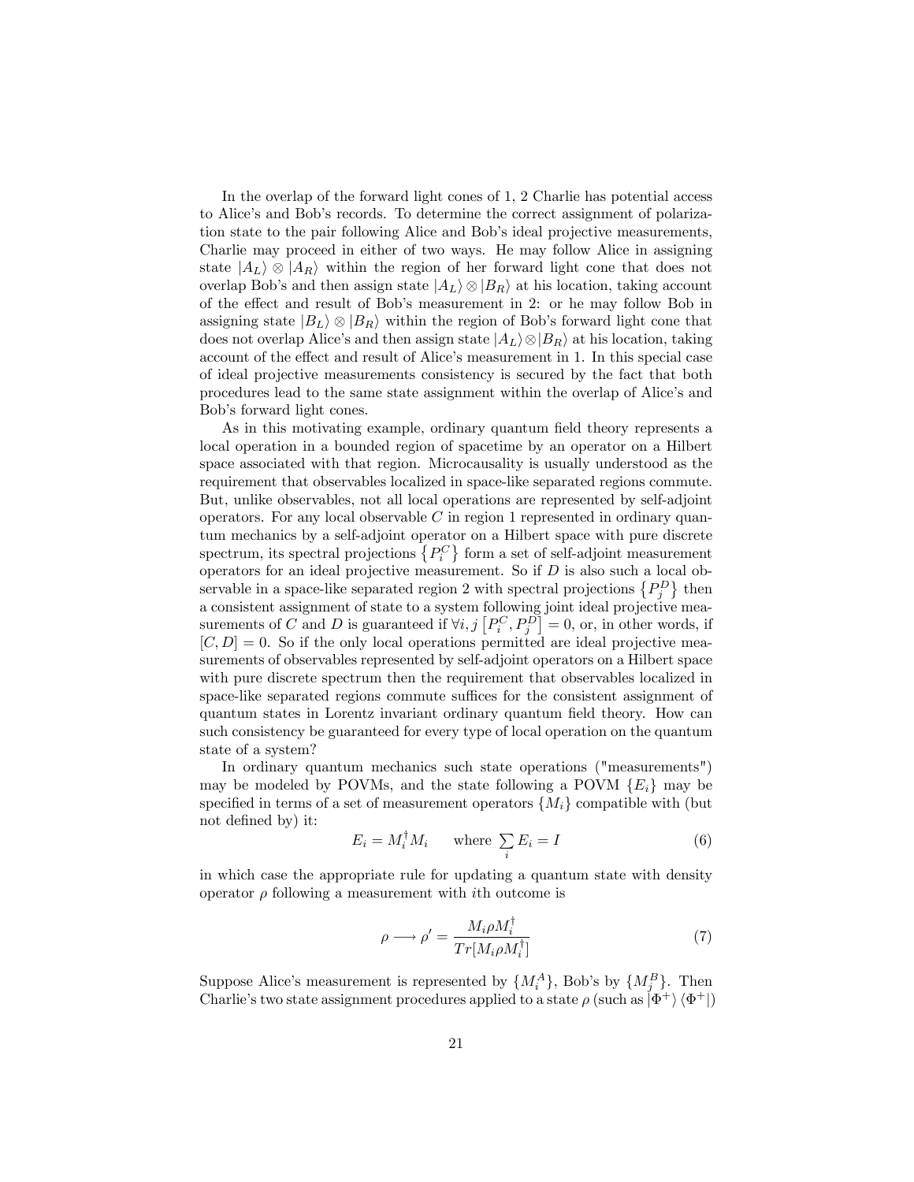In the overlap of the forward light cones of 1, 2 Charlie has potential access to Alice's and Bob's records. To determine the correct assignment of polarization state to the pair following Alice and Bob's ideal projective measurements, Charlie may proceed in either of two ways. He may follow Alice in assigning state $|A_L\rangle \otimes |A_R\rangle$ within the region of her forward light cone that does not overlap Bob's and then assign state $|A_L\rangle \otimes |B_R\rangle$ at his location, taking account of the effect and result of Bob's measurement in 2: or he may follow Bob in assigning state $|B_L\rangle \otimes |B_R\rangle$ within the region of Bob's forward light cone that does not overlap Alice's and then assign state $|A_L\rangle \otimes |B_R\rangle$ at his location, taking account of the effect and result of Alice's measurement in 1. In this special case of ideal projective measurements consistency is secured by the fact that both procedures lead to the same state assignment within the overlap of Alice's and Bob's forward light cones.

As in this motivating example, ordinary quantum field theory represents a local operation in a bounded region of spacetime by an operator on a Hilbert space associated with that region. Microcausality is usually understood as the requirement that observables localized in space-like separated regions commute. But, unlike observables, not all local operations are represented by self-adjoint operators. For any local observable $C$ in region 1 represented in ordinary quantum mechanics by a self-adjoint operator on a Hilbert space with pure discrete spectrum, its spectral projections $\{P_i^C\}$ form a set of self-adjoint measurement operators for an ideal projective measurement. So if $D$ is also such a local observable in a space-like separated region 2 with spectral projections $\{P_j^D\}$ then a consistent assignment of state to a system following joint ideal projective measurements of $C$ and $D$ is guaranteed if $\forall i, j \left[P_i^C, P_j^D\right] = 0$, or, in other words, if $[C, D] = 0$. So if the only local operations permitted are ideal projective measurements of observables represented by self-adjoint operators on a Hilbert space with pure discrete spectrum then the requirement that observables localized in space-like separated regions commute suffices for the consistent assignment of quantum states in Lorentz invariant ordinary quantum field theory. How can such consistency be guaranteed for every type of local operation on the quantum state of a system?

In ordinary quantum mechanics such state operations ("measurements") may be modeled by POVMs, and the state following a POVM $\{E_i\}$ may be specified in terms of a set of measurement operators $\{M_i\}$ compatible with (but not defined by) it:

$$E_i = M_i^\dagger M_i \qquad \text{where } \sum_i E_i = I \tag{6}$$

in which case the appropriate rule for updating a quantum state with density operator $\rho$ following a measurement with $i$th outcome is

$$\rho \longrightarrow \rho' = \frac{M_i \rho M_i^\dagger}{Tr[M_i \rho M_i^\dagger]} \tag{7}$$

Suppose Alice's measurement is represented by $\{M_i^A\}$, Bob's by $\{M_j^B\}$. Then Charlie's two state assignment procedures applied to a state $\rho$ (such as $|\Phi^+\rangle\langle\Phi^+|$)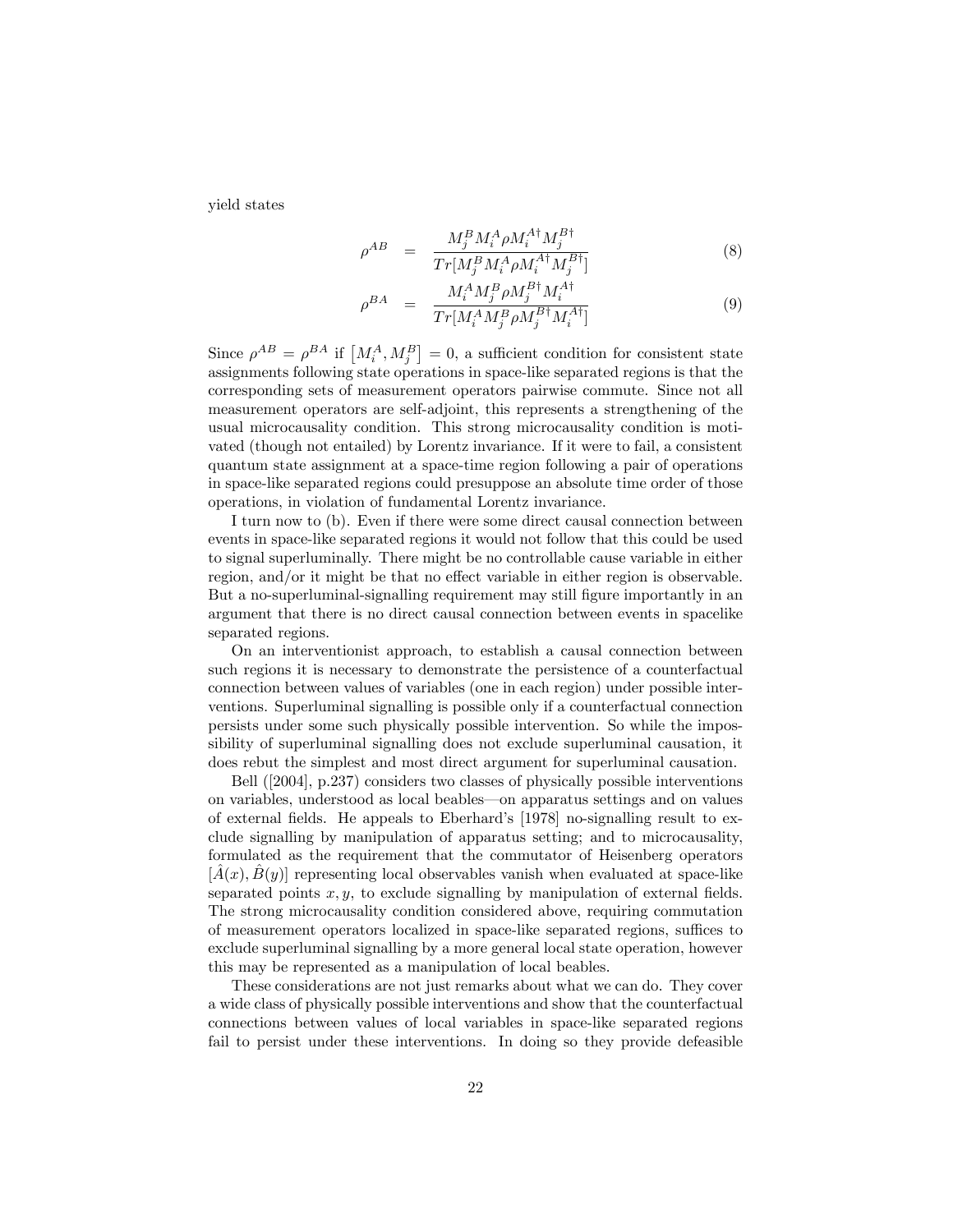yield states

$$\rho^{AB} = \frac{M_j^B M_i^A \rho M_i^{A\dagger} M_j^{B\dagger}}{Tr[M_j^B M_i^A \rho M_i^{A\dagger} M_j^{B\dagger}]} \tag{8}$$

$$\rho^{BA} = \frac{M_i^A M_j^B \rho M_j^{B\dagger} M_i^{A\dagger}}{Tr[M_i^A M_j^B \rho M_j^{B\dagger} M_i^{A\dagger}]} \tag{9}$$

Since $\rho^{AB} = \rho^{BA}$ if $\left[M_i^A, M_j^B\right] = 0$, a sufficient condition for consistent state assignments following state operations in space-like separated regions is that the corresponding sets of measurement operators pairwise commute. Since not all measurement operators are self-adjoint, this represents a strengthening of the usual microcausality condition. This strong microcausality condition is motivated (though not entailed) by Lorentz invariance. If it were to fail, a consistent quantum state assignment at a space-time region following a pair of operations in space-like separated regions could presuppose an absolute time order of those operations, in violation of fundamental Lorentz invariance.

I turn now to (b). Even if there were some direct causal connection between events in space-like separated regions it would not follow that this could be used to signal superluminally. There might be no controllable cause variable in either region, and/or it might be that no effect variable in either region is observable. But a no-superluminal-signalling requirement may still figure importantly in an argument that there is no direct causal connection between events in spacelike separated regions.

On an interventionist approach, to establish a causal connection between such regions it is necessary to demonstrate the persistence of a counterfactual connection between values of variables (one in each region) under possible interventions. Superluminal signalling is possible only if a counterfactual connection persists under some such physically possible intervention. So while the impossibility of superluminal signalling does not exclude superluminal causation, it does rebut the simplest and most direct argument for superluminal causation.

Bell ([2004], p.237) considers two classes of physically possible interventions on variables, understood as local beables—on apparatus settings and on values of external fields. He appeals to Eberhard's [1978] no-signalling result to exclude signalling by manipulation of apparatus setting; and to microcausality, formulated as the requirement that the commutator of Heisenberg operators $[\hat{A}(x), \hat{B}(y)]$ representing local observables vanish when evaluated at space-like separated points $x, y$, to exclude signalling by manipulation of external fields. The strong microcausality condition considered above, requiring commutation of measurement operators localized in space-like separated regions, suffices to exclude superluminal signalling by a more general local state operation, however this may be represented as a manipulation of local beables.

These considerations are not just remarks about what we can do. They cover a wide class of physically possible interventions and show that the counterfactual connections between values of local variables in space-like separated regions fail to persist under these interventions. In doing so they provide defeasible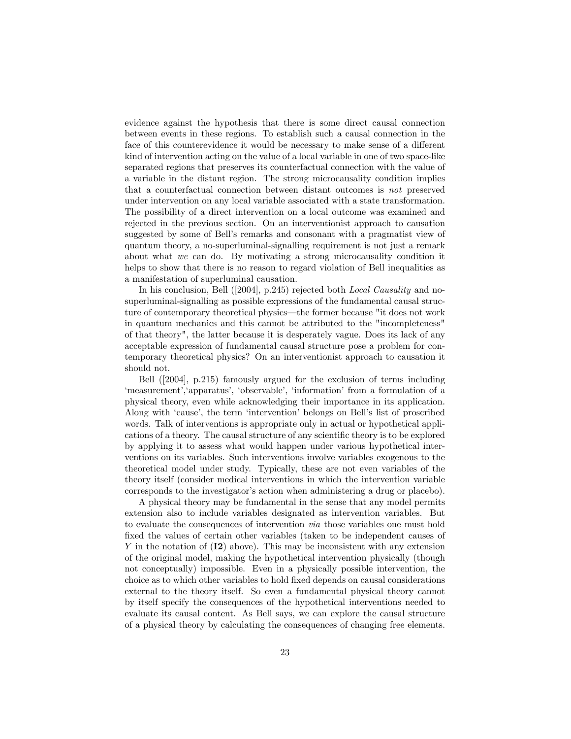evidence against the hypothesis that there is some direct causal connection between events in these regions. To establish such a causal connection in the face of this counterevidence it would be necessary to make sense of a different kind of intervention acting on the value of a local variable in one of two space-like separated regions that preserves its counterfactual connection with the value of a variable in the distant region. The strong microcausality condition implies that a counterfactual connection between distant outcomes is *not* preserved under intervention on any local variable associated with a state transformation. The possibility of a direct intervention on a local outcome was examined and rejected in the previous section. On an interventionist approach to causation suggested by some of Bell's remarks and consonant with a pragmatist view of quantum theory, a no-superluminal-signalling requirement is not just a remark about what *we* can do. By motivating a strong microcausality condition it helps to show that there is no reason to regard violation of Bell inequalities as a manifestation of superluminal causation.

In his conclusion, Bell ([2004], p.245) rejected both *Local Causality* and no-superluminal-signalling as possible expressions of the fundamental causal structure of contemporary theoretical physics—the former because "it does not work in quantum mechanics and this cannot be attributed to the "incompleteness" of that theory", the latter because it is desperately vague. Does its lack of any acceptable expression of fundamental causal structure pose a problem for contemporary theoretical physics? On an interventionist approach to causation it should not.

Bell ([2004], p.215) famously argued for the exclusion of terms including 'measurement','apparatus', 'observable', 'information' from a formulation of a physical theory, even while acknowledging their importance in its application. Along with 'cause', the term 'intervention' belongs on Bell's list of proscribed words. Talk of interventions is appropriate only in actual or hypothetical applications of a theory. The causal structure of any scientific theory is to be explored by applying it to assess what would happen under various hypothetical interventions on its variables. Such interventions involve variables exogenous to the theoretical model under study. Typically, these are not even variables of the theory itself (consider medical interventions in which the intervention variable corresponds to the investigator's action when administering a drug or placebo).

A physical theory may be fundamental in the sense that any model permits extension also to include variables designated as intervention variables. But to evaluate the consequences of intervention *via* those variables one must hold fixed the values of certain other variables (taken to be independent causes of $Y$ in the notation of (**I2**) above). This may be inconsistent with any extension of the original model, making the hypothetical intervention physically (though not conceptually) impossible. Even in a physically possible intervention, the choice as to which other variables to hold fixed depends on causal considerations external to the theory itself. So even a fundamental physical theory cannot by itself specify the consequences of the hypothetical interventions needed to evaluate its causal content. As Bell says, we can explore the causal structure of a physical theory by calculating the consequences of changing free elements.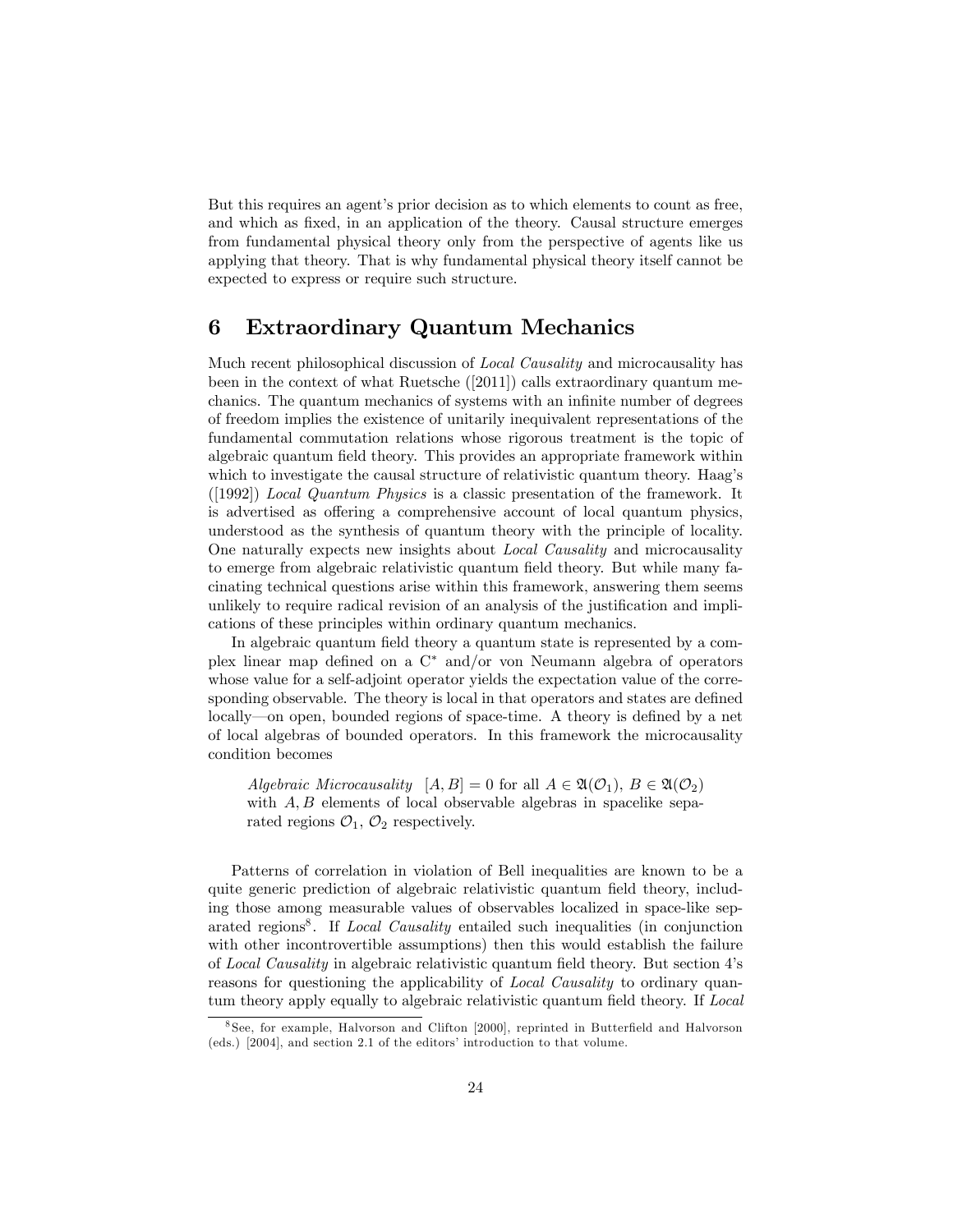But this requires an agent's prior decision as to which elements to count as free, and which as fixed, in an application of the theory. Causal structure emerges from fundamental physical theory only from the perspective of agents like us applying that theory. That is why fundamental physical theory itself cannot be expected to express or require such structure.

## 6 Extraordinary Quantum Mechanics

Much recent philosophical discussion of *Local Causality* and microcausality has been in the context of what Ruetsche ([2011]) calls extraordinary quantum mechanics. The quantum mechanics of systems with an infinite number of degrees of freedom implies the existence of unitarily inequivalent representations of the fundamental commutation relations whose rigorous treatment is the topic of algebraic quantum field theory. This provides an appropriate framework within which to investigate the causal structure of relativistic quantum theory. Haag's ([1992]) *Local Quantum Physics* is a classic presentation of the framework. It is advertised as offering a comprehensive account of local quantum physics, understood as the synthesis of quantum theory with the principle of locality. One naturally expects new insights about *Local Causality* and microcausality to emerge from algebraic relativistic quantum field theory. But while many facinating technical questions arise within this framework, answering them seems unlikely to require radical revision of an analysis of the justification and implications of these principles within ordinary quantum mechanics.

In algebraic quantum field theory a quantum state is represented by a complex linear map defined on a $C^*$ and/or von Neumann algebra of operators whose value for a self-adjoint operator yields the expectation value of the corresponding observable. The theory is local in that operators and states are defined locally—on open, bounded regions of space-time. A theory is defined by a net of local algebras of bounded operators. In this framework the microcausality condition becomes

> *Algebraic Microcausality* $[A, B] = 0$ for all $A \in \mathfrak{A}(\mathcal{O}_1)$, $B \in \mathfrak{A}(\mathcal{O}_2)$ with $A, B$ elements of local observable algebras in spacelike separated regions $\mathcal{O}_1$, $\mathcal{O}_2$ respectively.

Patterns of correlation in violation of Bell inequalities are known to be a quite generic prediction of algebraic relativistic quantum field theory, including those among measurable values of observables localized in space-like separated regions[8]. If *Local Causality* entailed such inequalities (in conjunction with other incontrovertible assumptions) then this would establish the failure of *Local Causality* in algebraic relativistic quantum field theory. But section 4's reasons for questioning the applicability of *Local Causality* to ordinary quantum theory apply equally to algebraic relativistic quantum field theory. If *Local*

[8] See, for example, Halvorson and Clifton [2000], reprinted in Butterfield and Halvorson (eds.) [2004], and section 2.1 of the editors' introduction to that volume.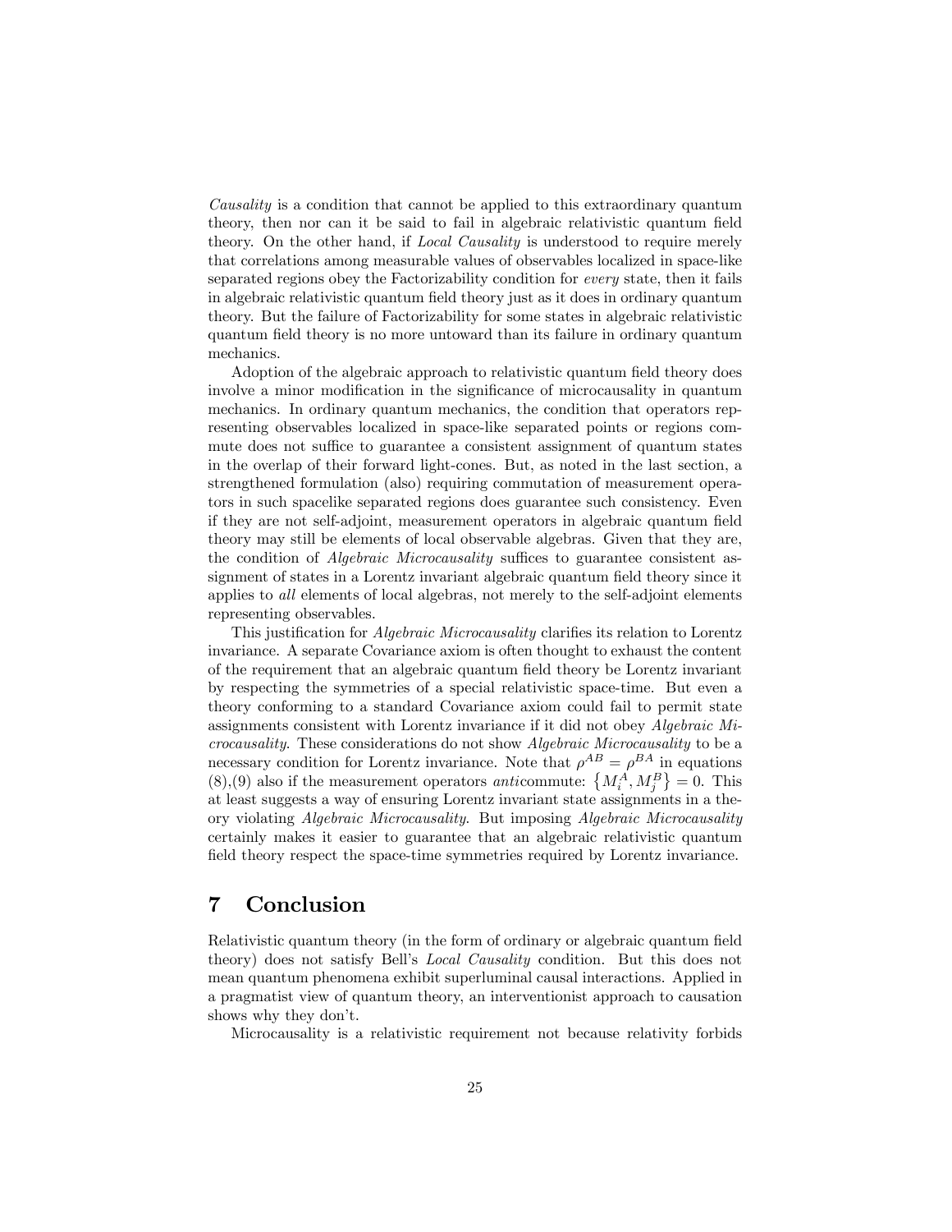*Causality* is a condition that cannot be applied to this extraordinary quantum theory, then nor can it be said to fail in algebraic relativistic quantum field theory. On the other hand, if *Local Causality* is understood to require merely that correlations among measurable values of observables localized in space-like separated regions obey the Factorizability condition for *every* state, then it fails in algebraic relativistic quantum field theory just as it does in ordinary quantum theory. But the failure of Factorizability for some states in algebraic relativistic quantum field theory is no more untoward than its failure in ordinary quantum mechanics.

Adoption of the algebraic approach to relativistic quantum field theory does involve a minor modification in the significance of microcausality in quantum mechanics. In ordinary quantum mechanics, the condition that operators representing observables localized in space-like separated points or regions commute does not suffice to guarantee a consistent assignment of quantum states in the overlap of their forward light-cones. But, as noted in the last section, a strengthened formulation (also) requiring commutation of measurement operators in such spacelike separated regions does guarantee such consistency. Even if they are not self-adjoint, measurement operators in algebraic quantum field theory may still be elements of local observable algebras. Given that they are, the condition of *Algebraic Microcausality* suffices to guarantee consistent assignment of states in a Lorentz invariant algebraic quantum field theory since it applies to *all* elements of local algebras, not merely to the self-adjoint elements representing observables.

This justification for *Algebraic Microcausality* clarifies its relation to Lorentz invariance. A separate Covariance axiom is often thought to exhaust the content of the requirement that an algebraic quantum field theory be Lorentz invariant by respecting the symmetries of a special relativistic space-time. But even a theory conforming to a standard Covariance axiom could fail to permit state assignments consistent with Lorentz invariance if it did not obey *Algebraic Microcausality*. These considerations do not show *Algebraic Microcausality* to be a necessary condition for Lorentz invariance. Note that $\rho^{AB} = \rho^{BA}$ in equations (8),(9) also if the measurement operators *anti*commute: $\left\{M_i^A, M_j^B\right\} = 0$. This at least suggests a way of ensuring Lorentz invariant state assignments in a theory violating *Algebraic Microcausality*. But imposing *Algebraic Microcausality* certainly makes it easier to guarantee that an algebraic relativistic quantum field theory respect the space-time symmetries required by Lorentz invariance.

## 7 Conclusion

Relativistic quantum theory (in the form of ordinary or algebraic quantum field theory) does not satisfy Bell's *Local Causality* condition. But this does not mean quantum phenomena exhibit superluminal causal interactions. Applied in a pragmatist view of quantum theory, an interventionist approach to causation shows why they don't.

Microcausality is a relativistic requirement not because relativity forbids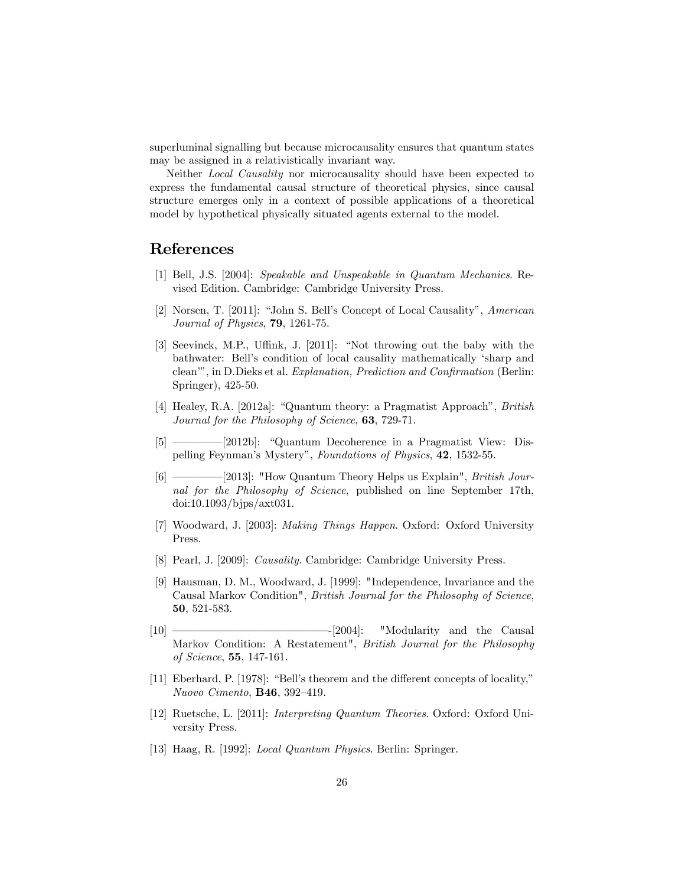superluminal signalling but because microcausality ensures that quantum states may be assigned in a relativistically invariant way.

Neither *Local Causality* nor microcausality should have been expected to express the fundamental causal structure of theoretical physics, since causal structure emerges only in a context of possible applications of a theoretical model by hypothetical physically situated agents external to the model.

## References

[1] Bell, J.S. [2004]: *Speakable and Unspeakable in Quantum Mechanics*. Revised Edition. Cambridge: Cambridge University Press.

[2] Norsen, T. [2011]: "John S. Bell's Concept of Local Causality", *American Journal of Physics*, **79**, 1261-75.

[3] Seevinck, M.P., Uffink, J. [2011]: "Not throwing out the baby with the bathwater: Bell's condition of local causality mathematically 'sharp and clean'", in D.Dieks et al. *Explanation, Prediction and Confirmation* (Berlin: Springer), 425-50.

[4] Healey, R.A. [2012a]: "Quantum theory: a Pragmatist Approach", *British Journal for the Philosophy of Science*, **63**, 729-71.

[5] ————[2012b]: "Quantum Decoherence in a Pragmatist View: Dispelling Feynman's Mystery", *Foundations of Physics*, **42**, 1532-55.

[6] ————[2013]: "How Quantum Theory Helps us Explain", *British Journal for the Philosophy of Science*, published on line September 17th, doi:10.1093/bjps/axt031.

[7] Woodward, J. [2003]: *Making Things Happen*. Oxford: Oxford University Press.

[8] Pearl, J. [2009]: *Causality*. Cambridge: Cambridge University Press.

[9] Hausman, D. M., Woodward, J. [1999]: "Independence, Invariance and the Causal Markov Condition", *British Journal for the Philosophy of Science*, **50**, 521-583.

[10] ————————————-[2004]: "Modularity and the Causal Markov Condition: A Restatement", *British Journal for the Philosophy of Science*, **55**, 147-161.

[11] Eberhard, P. [1978]: "Bell's theorem and the different concepts of locality," *Nuovo Cimento*, **B46**, 392–419.

[12] Ruetsche, L. [2011]: *Interpreting Quantum Theories*. Oxford: Oxford University Press.

[13] Haag, R. [1992]: *Local Quantum Physics*. Berlin: Springer.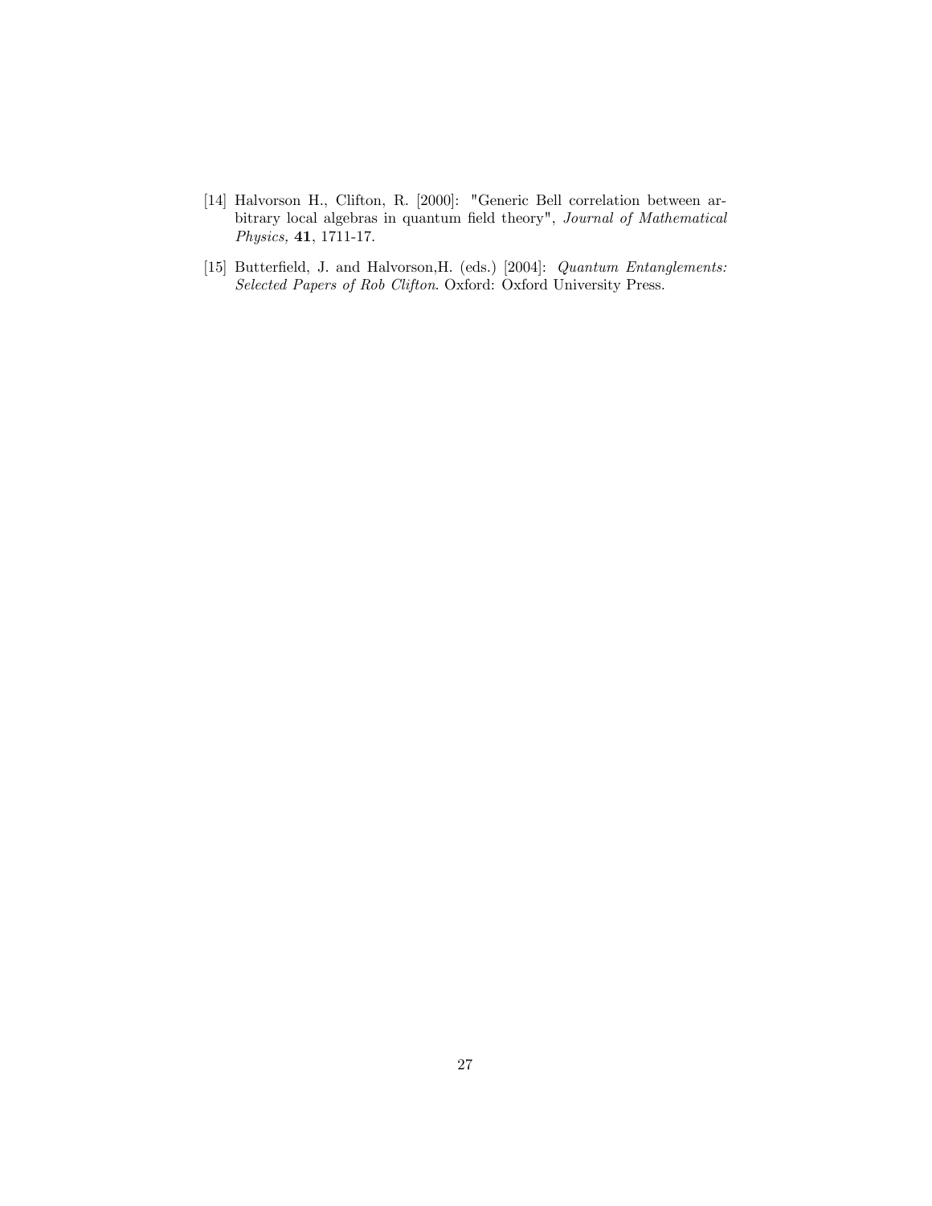[14] Halvorson H., Clifton, R. [2000]: "Generic Bell correlation between arbitrary local algebras in quantum field theory", *Journal of Mathematical Physics,* **41**, 1711-17.

[15] Butterfield, J. and Halvorson,H. (eds.) [2004]: *Quantum Entanglements: Selected Papers of Rob Clifton*. Oxford: Oxford University Press.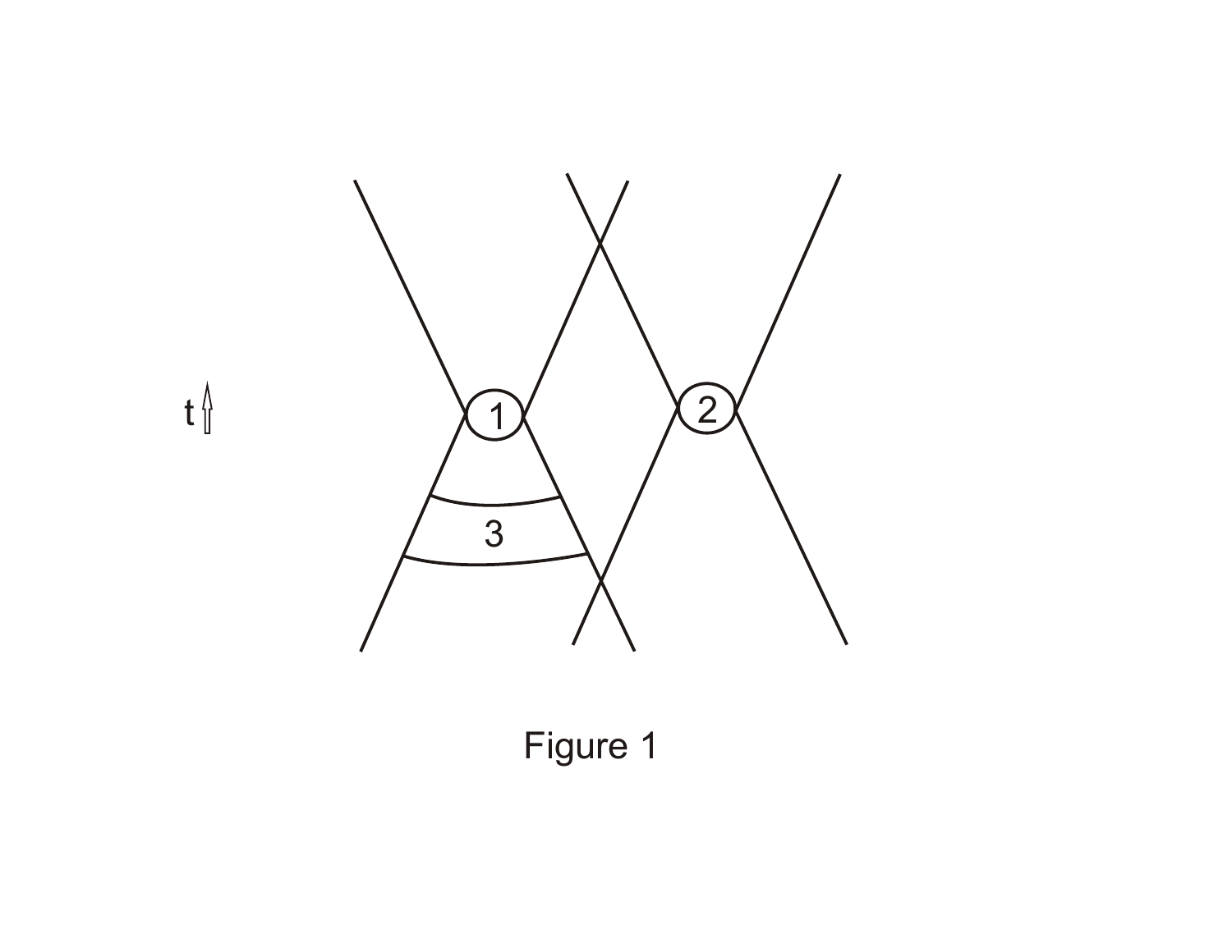Figure 1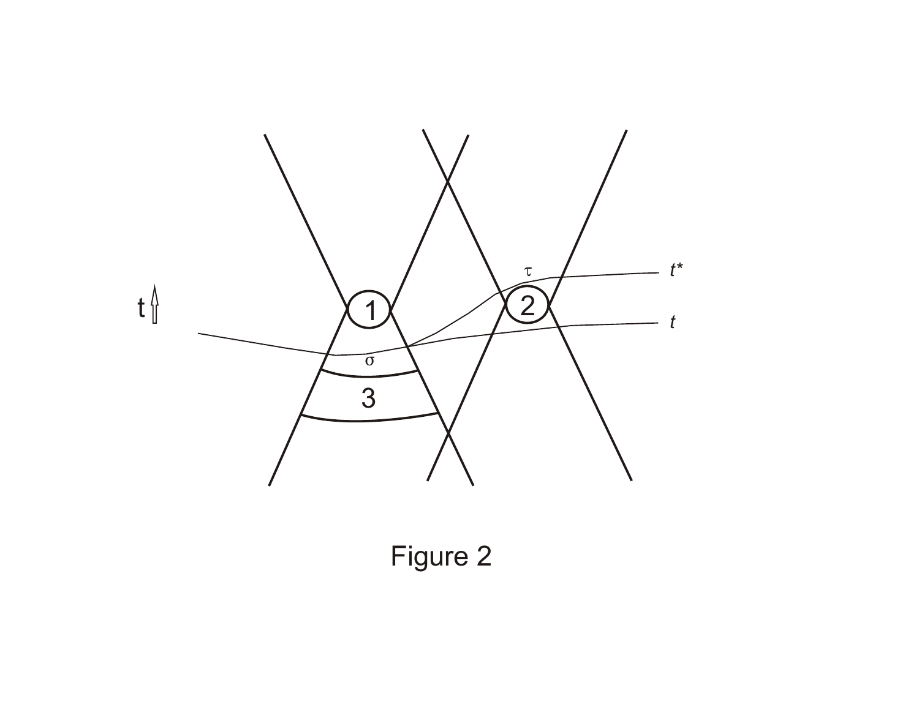Figure 2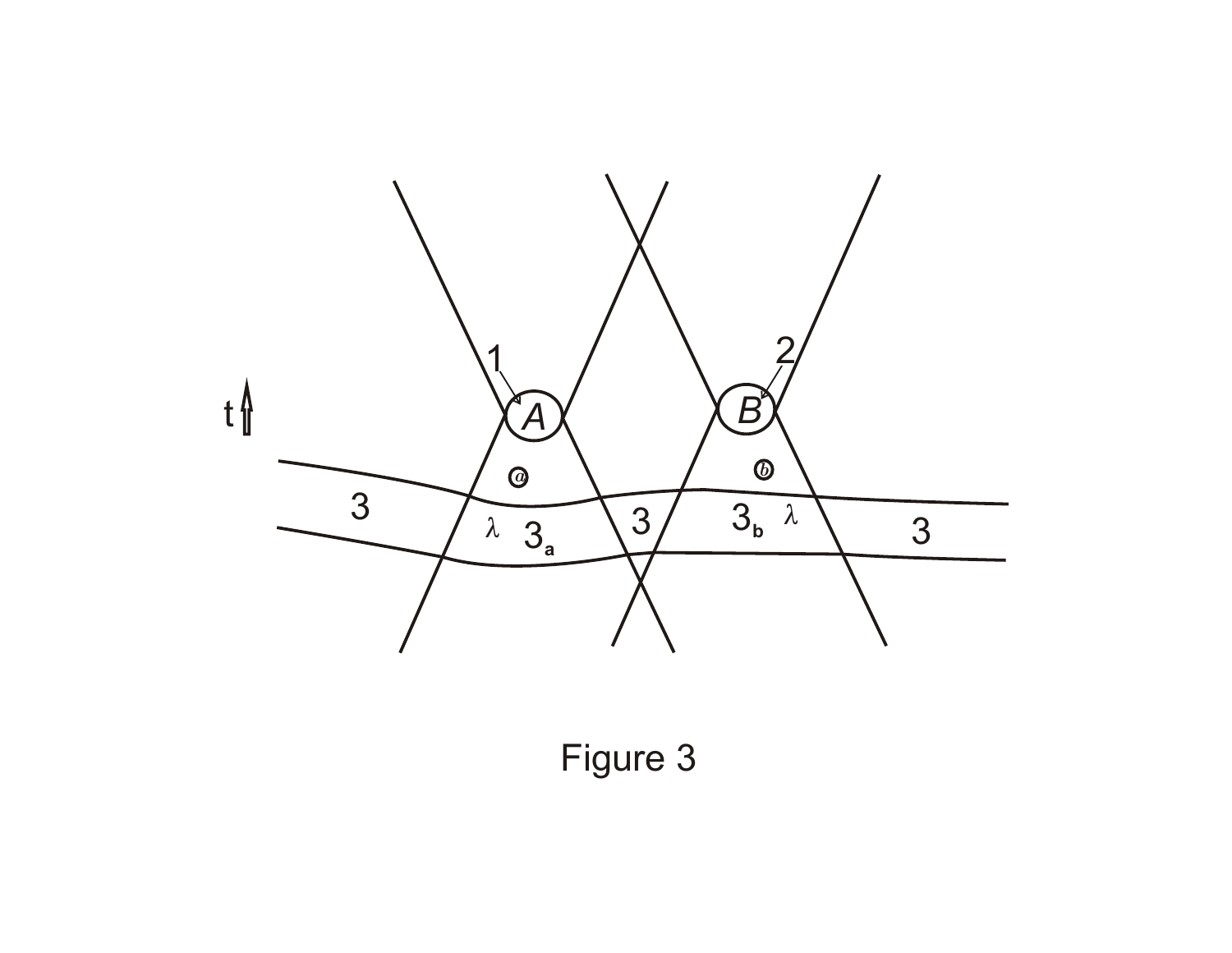Figure 3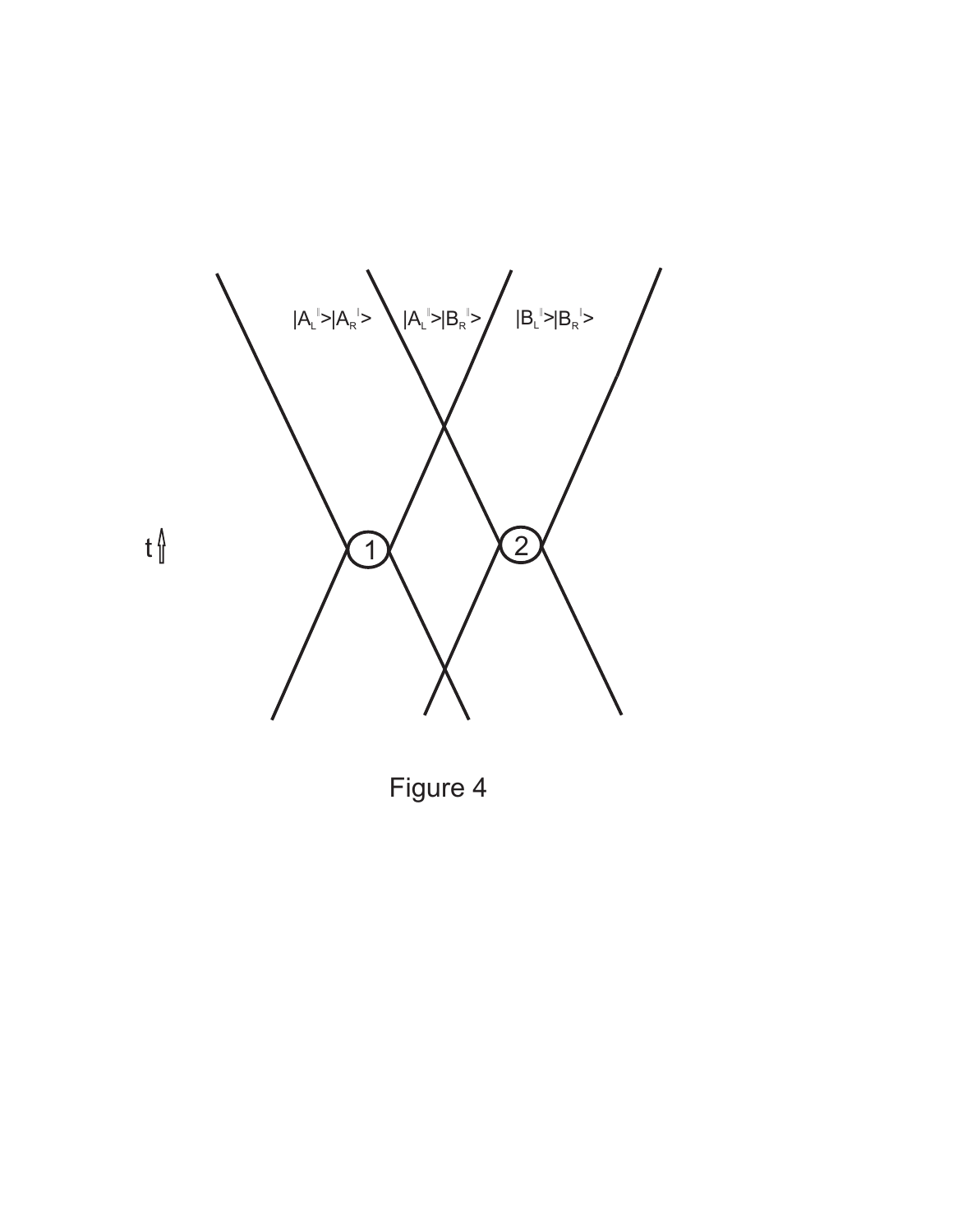$|A_L^{II}\rangle|A_R^{I}\rangle$

$|A_L^{II}\rangle|B_R^{II}\rangle$

$|B_L^{II}\rangle|B_R^{I}\rangle$

t

1

2

Figure 4